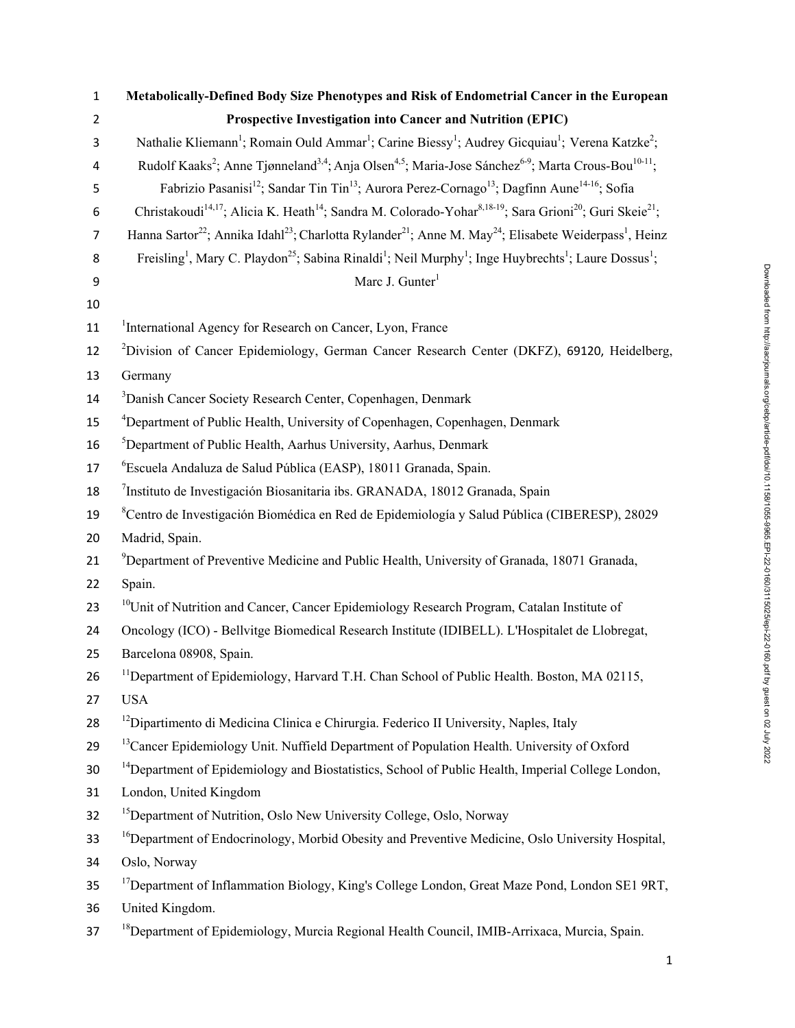# Metabolically-Defined Body Size Phenotypes and Risk of Endometrial Cancer in the European Prospective Investigation into Cancer and Nutrition (EPIC)

Nathalie Kliemann[1]; Romain Ould Ammar[1]; Carine Biessy[1]; Audrey Gicquiau[1]; Verena Katzke[2]; Rudolf Kaaks[2]; Anne Tjønneland[3,4]; Anja Olsen[4,5]; Maria-Jose Sánchez[6-9]; Marta Crous-Bou[10-11]; Fabrizio Pasanisi[12]; Sandar Tin Tin[13]; Aurora Perez-Cornago[13]; Dagfinn Aune[14-16]; Sofia Christakoudi[14,17]; Alicia K. Heath[14]; Sandra M. Colorado-Yohar[8,18-19]; Sara Grioni[20]; Guri Skeie[21]; Hanna Sartor[22]; Annika Idahl[23]; Charlotta Rylander[21]; Anne M. May[24]; Elisabete Weiderpass[1], Heinz Freisling[1], Mary C. Playdon[25]; Sabina Rinaldi[1]; Neil Murphy[1]; Inge Huybrechts[1]; Laure Dossus[1]; Marc J. Gunter[1]

[1]International Agency for Research on Cancer, Lyon, France

[2]Division of Cancer Epidemiology, German Cancer Research Center (DKFZ), 69120, Heidelberg, Germany

[3]Danish Cancer Society Research Center, Copenhagen, Denmark

[4]Department of Public Health, University of Copenhagen, Copenhagen, Denmark

[5]Department of Public Health, Aarhus University, Aarhus, Denmark

[6]Escuela Andaluza de Salud Pública (EASP), 18011 Granada, Spain.

[7]Instituto de Investigación Biosanitaria ibs. GRANADA, 18012 Granada, Spain

[8]Centro de Investigación Biomédica en Red de Epidemiología y Salud Pública (CIBERESP), 28029 Madrid, Spain.

[9]Department of Preventive Medicine and Public Health, University of Granada, 18071 Granada, Spain.

[10]Unit of Nutrition and Cancer, Cancer Epidemiology Research Program, Catalan Institute of Oncology (ICO) - Bellvitge Biomedical Research Institute (IDIBELL). L'Hospitalet de Llobregat, Barcelona 08908, Spain.

[11]Department of Epidemiology, Harvard T.H. Chan School of Public Health. Boston, MA 02115, USA

[12]Dipartimento di Medicina Clinica e Chirurgia. Federico II University, Naples, Italy

[13]Cancer Epidemiology Unit. Nuffield Department of Population Health. University of Oxford

[14]Department of Epidemiology and Biostatistics, School of Public Health, Imperial College London, London, United Kingdom

[15]Department of Nutrition, Oslo New University College, Oslo, Norway

[16]Department of Endocrinology, Morbid Obesity and Preventive Medicine, Oslo University Hospital, Oslo, Norway

[17]Department of Inflammation Biology, King's College London, Great Maze Pond, London SE1 9RT, United Kingdom.

[18]Department of Epidemiology, Murcia Regional Health Council, IMIB-Arrixaca, Murcia, Spain.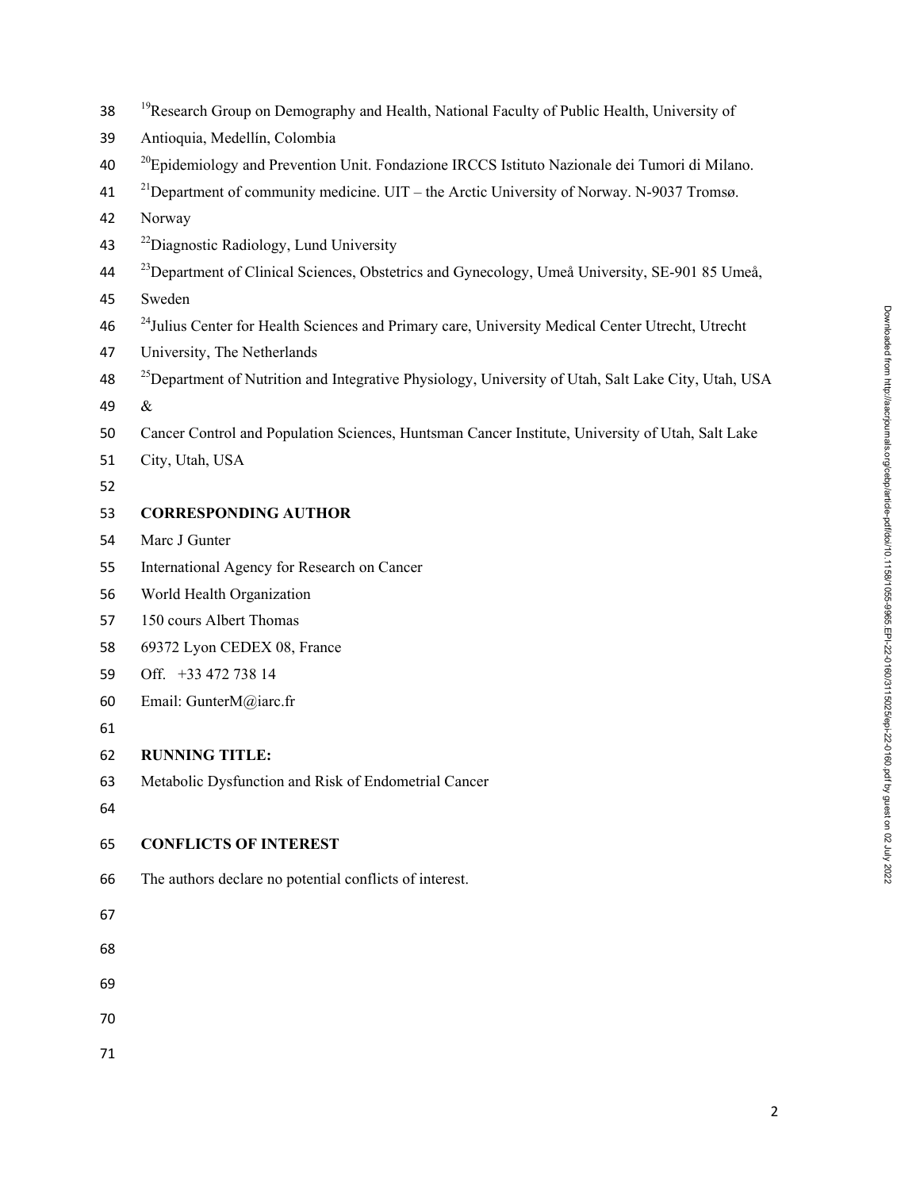[19]Research Group on Demography and Health, National Faculty of Public Health, University of Antioquia, Medellín, Colombia

[20]Epidemiology and Prevention Unit. Fondazione IRCCS Istituto Nazionale dei Tumori di Milano.

[21]Department of community medicine. UIT – the Arctic University of Norway. N-9037 Tromsø. Norway

[22]Diagnostic Radiology, Lund University

[23]Department of Clinical Sciences, Obstetrics and Gynecology, Umeå University, SE-901 85 Umeå, Sweden

[24]Julius Center for Health Sciences and Primary care, University Medical Center Utrecht, Utrecht University, The Netherlands

[25]Department of Nutrition and Integrative Physiology, University of Utah, Salt Lake City, Utah, USA &
Cancer Control and Population Sciences, Huntsman Cancer Institute, University of Utah, Salt Lake City, Utah, USA

**CORRESPONDING AUTHOR**

Marc J Gunter
International Agency for Research on Cancer
World Health Organization
150 cours Albert Thomas
69372 Lyon CEDEX 08, France
Off. +33 472 738 14
Email: GunterM@iarc.fr

**RUNNING TITLE:**

Metabolic Dysfunction and Risk of Endometrial Cancer

**CONFLICTS OF INTEREST**

The authors declare no potential conflicts of interest.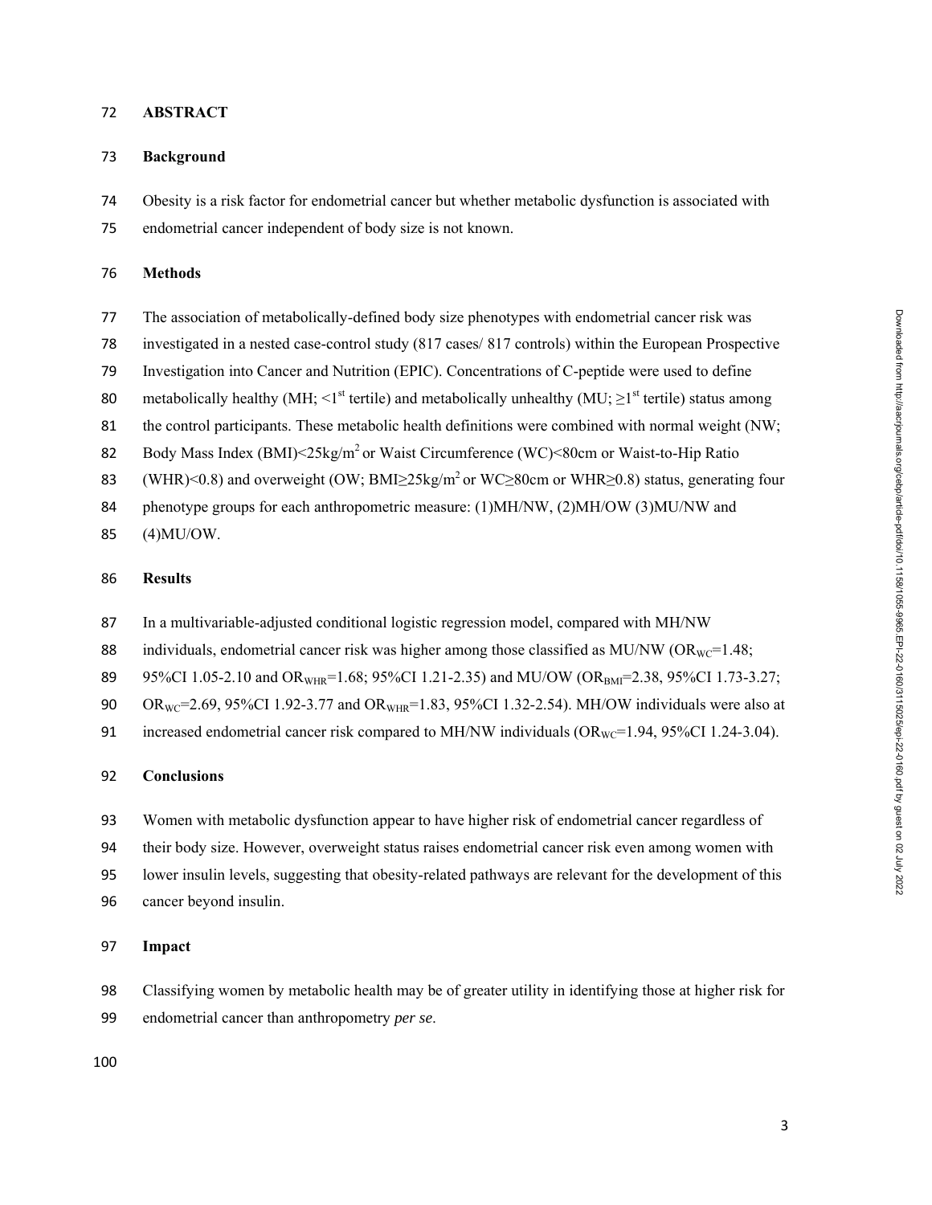# ABSTRACT

## Background

Obesity is a risk factor for endometrial cancer but whether metabolic dysfunction is associated with endometrial cancer independent of body size is not known.

## Methods

The association of metabolically-defined body size phenotypes with endometrial cancer risk was investigated in a nested case-control study (817 cases/ 817 controls) within the European Prospective Investigation into Cancer and Nutrition (EPIC). Concentrations of C-peptide were used to define metabolically healthy (MH; <1$^{st}$ tertile) and metabolically unhealthy (MU; ≥1$^{st}$ tertile) status among the control participants. These metabolic health definitions were combined with normal weight (NW; Body Mass Index (BMI)<25kg/m$^2$ or Waist Circumference (WC)<80cm or Waist-to-Hip Ratio (WHR)<0.8) and overweight (OW; BMI≥25kg/m$^2$ or WC≥80cm or WHR≥0.8) status, generating four phenotype groups for each anthropometric measure: (1)MH/NW, (2)MH/OW (3)MU/NW and (4)MU/OW.

## Results

In a multivariable-adjusted conditional logistic regression model, compared with MH/NW individuals, endometrial cancer risk was higher among those classified as MU/NW ($OR_{WC}$=1.48; 95%CI 1.05-2.10 and $OR_{WHR}$=1.68; 95%CI 1.21-2.35) and MU/OW ($OR_{BMI}$=2.38, 95%CI 1.73-3.27; $OR_{WC}$=2.69, 95%CI 1.92-3.77 and $OR_{WHR}$=1.83, 95%CI 1.32-2.54). MH/OW individuals were also at increased endometrial cancer risk compared to MH/NW individuals ($OR_{WC}$=1.94, 95%CI 1.24-3.04).

## Conclusions

Women with metabolic dysfunction appear to have higher risk of endometrial cancer regardless of their body size. However, overweight status raises endometrial cancer risk even among women with lower insulin levels, suggesting that obesity-related pathways are relevant for the development of this cancer beyond insulin.

## Impact

Classifying women by metabolic health may be of greater utility in identifying those at higher risk for endometrial cancer than anthropometry *per se*.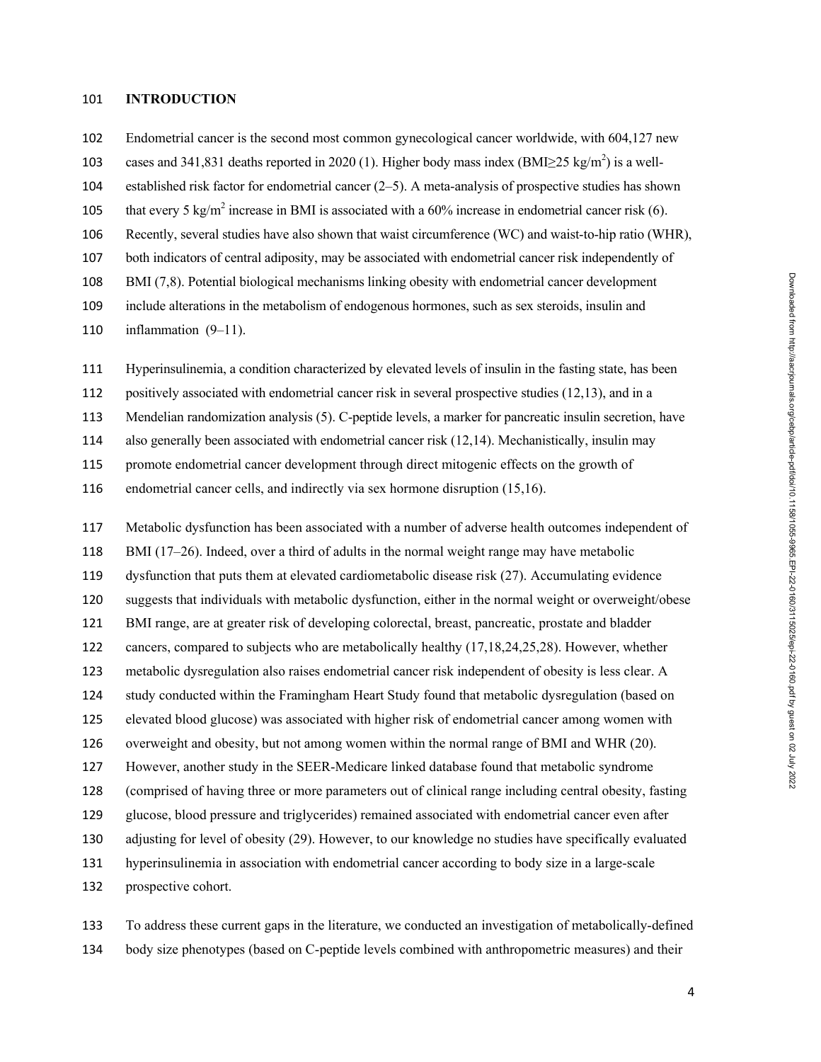## INTRODUCTION

Endometrial cancer is the second most common gynecological cancer worldwide, with 604,127 new cases and 341,831 deaths reported in 2020 (1). Higher body mass index (BMI≥25 kg/m$^2$) is a well-established risk factor for endometrial cancer (2–5). A meta-analysis of prospective studies has shown that every 5 kg/m$^2$ increase in BMI is associated with a 60% increase in endometrial cancer risk (6). Recently, several studies have also shown that waist circumference (WC) and waist-to-hip ratio (WHR), both indicators of central adiposity, may be associated with endometrial cancer risk independently of BMI (7,8). Potential biological mechanisms linking obesity with endometrial cancer development include alterations in the metabolism of endogenous hormones, such as sex steroids, insulin and inflammation (9–11).

Hyperinsulinemia, a condition characterized by elevated levels of insulin in the fasting state, has been positively associated with endometrial cancer risk in several prospective studies (12,13), and in a Mendelian randomization analysis (5). C-peptide levels, a marker for pancreatic insulin secretion, have also generally been associated with endometrial cancer risk (12,14). Mechanistically, insulin may promote endometrial cancer development through direct mitogenic effects on the growth of endometrial cancer cells, and indirectly via sex hormone disruption (15,16).

Metabolic dysfunction has been associated with a number of adverse health outcomes independent of BMI (17–26). Indeed, over a third of adults in the normal weight range may have metabolic dysfunction that puts them at elevated cardiometabolic disease risk (27). Accumulating evidence suggests that individuals with metabolic dysfunction, either in the normal weight or overweight/obese BMI range, are at greater risk of developing colorectal, breast, pancreatic, prostate and bladder cancers, compared to subjects who are metabolically healthy (17,18,24,25,28). However, whether metabolic dysregulation also raises endometrial cancer risk independent of obesity is less clear. A study conducted within the Framingham Heart Study found that metabolic dysregulation (based on elevated blood glucose) was associated with higher risk of endometrial cancer among women with overweight and obesity, but not among women within the normal range of BMI and WHR (20). However, another study in the SEER-Medicare linked database found that metabolic syndrome (comprised of having three or more parameters out of clinical range including central obesity, fasting glucose, blood pressure and triglycerides) remained associated with endometrial cancer even after adjusting for level of obesity (29). However, to our knowledge no studies have specifically evaluated hyperinsulinemia in association with endometrial cancer according to body size in a large-scale prospective cohort.

To address these current gaps in the literature, we conducted an investigation of metabolically-defined body size phenotypes (based on C-peptide levels combined with anthropometric measures) and their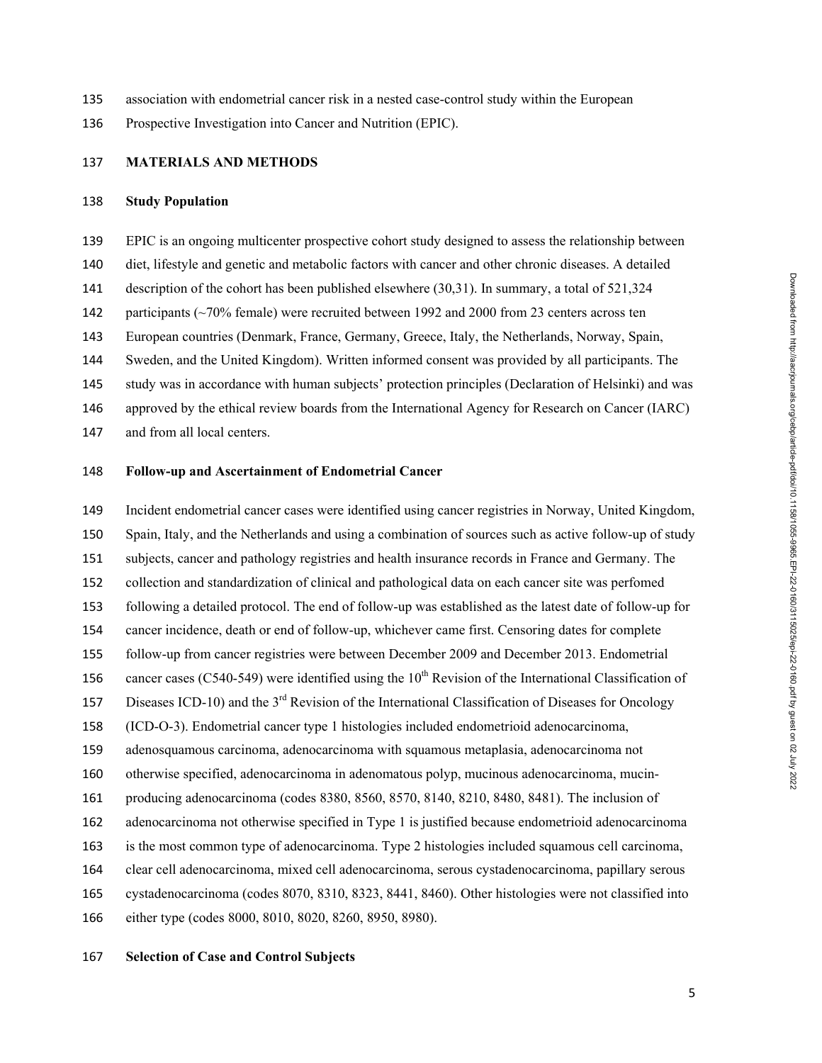association with endometrial cancer risk in a nested case-control study within the European Prospective Investigation into Cancer and Nutrition (EPIC).

## MATERIALS AND METHODS

### Study Population

EPIC is an ongoing multicenter prospective cohort study designed to assess the relationship between diet, lifestyle and genetic and metabolic factors with cancer and other chronic diseases. A detailed description of the cohort has been published elsewhere (30,31). In summary, a total of 521,324 participants (~70% female) were recruited between 1992 and 2000 from 23 centers across ten European countries (Denmark, France, Germany, Greece, Italy, the Netherlands, Norway, Spain, Sweden, and the United Kingdom). Written informed consent was provided by all participants. The study was in accordance with human subjects' protection principles (Declaration of Helsinki) and was approved by the ethical review boards from the International Agency for Research on Cancer (IARC) and from all local centers.

### Follow-up and Ascertainment of Endometrial Cancer

Incident endometrial cancer cases were identified using cancer registries in Norway, United Kingdom, Spain, Italy, and the Netherlands and using a combination of sources such as active follow-up of study subjects, cancer and pathology registries and health insurance records in France and Germany. The collection and standardization of clinical and pathological data on each cancer site was perfomed following a detailed protocol. The end of follow-up was established as the latest date of follow-up for cancer incidence, death or end of follow-up, whichever came first. Censoring dates for complete follow-up from cancer registries were between December 2009 and December 2013. Endometrial cancer cases (C540-549) were identified using the 10th Revision of the International Classification of Diseases ICD-10) and the 3rd Revision of the International Classification of Diseases for Oncology (ICD-O-3). Endometrial cancer type 1 histologies included endometrioid adenocarcinoma, adenosquamous carcinoma, adenocarcinoma with squamous metaplasia, adenocarcinoma not otherwise specified, adenocarcinoma in adenomatous polyp, mucinous adenocarcinoma, mucin-producing adenocarcinoma (codes 8380, 8560, 8570, 8140, 8210, 8480, 8481). The inclusion of adenocarcinoma not otherwise specified in Type 1 is justified because endometrioid adenocarcinoma is the most common type of adenocarcinoma. Type 2 histologies included squamous cell carcinoma, clear cell adenocarcinoma, mixed cell adenocarcinoma, serous cystadenocarcinoma, papillary serous cystadenocarcinoma (codes 8070, 8310, 8323, 8441, 8460). Other histologies were not classified into either type (codes 8000, 8010, 8020, 8260, 8950, 8980).

### Selection of Case and Control Subjects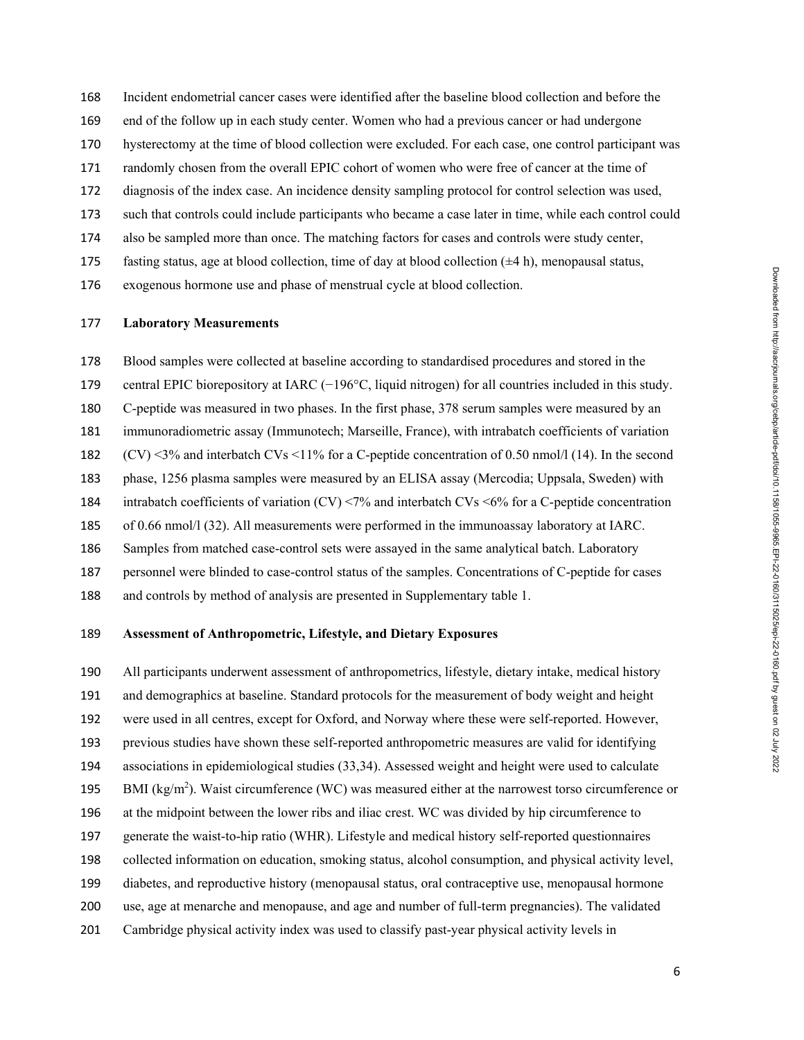Incident endometrial cancer cases were identified after the baseline blood collection and before the end of the follow up in each study center. Women who had a previous cancer or had undergone hysterectomy at the time of blood collection were excluded. For each case, one control participant was randomly chosen from the overall EPIC cohort of women who were free of cancer at the time of diagnosis of the index case. An incidence density sampling protocol for control selection was used, such that controls could include participants who became a case later in time, while each control could also be sampled more than once. The matching factors for cases and controls were study center, fasting status, age at blood collection, time of day at blood collection (±4 h), menopausal status, exogenous hormone use and phase of menstrual cycle at blood collection.

**Laboratory Measurements**

Blood samples were collected at baseline according to standardised procedures and stored in the central EPIC biorepository at IARC (−196°C, liquid nitrogen) for all countries included in this study. C-peptide was measured in two phases. In the first phase, 378 serum samples were measured by an immunoradiometric assay (Immunotech; Marseille, France), with intrabatch coefficients of variation (CV) <3% and interbatch CVs <11% for a C-peptide concentration of 0.50 nmol/l (14). In the second phase, 1256 plasma samples were measured by an ELISA assay (Mercodia; Uppsala, Sweden) with intrabatch coefficients of variation (CV) <7% and interbatch CVs <6% for a C-peptide concentration of 0.66 nmol/l (32). All measurements were performed in the immunoassay laboratory at IARC. Samples from matched case-control sets were assayed in the same analytical batch. Laboratory personnel were blinded to case-control status of the samples. Concentrations of C-peptide for cases and controls by method of analysis are presented in Supplementary table 1.

**Assessment of Anthropometric, Lifestyle, and Dietary Exposures**

All participants underwent assessment of anthropometrics, lifestyle, dietary intake, medical history and demographics at baseline. Standard protocols for the measurement of body weight and height were used in all centres, except for Oxford, and Norway where these were self-reported. However, previous studies have shown these self-reported anthropometric measures are valid for identifying associations in epidemiological studies (33,34). Assessed weight and height were used to calculate BMI (kg/m$^2$). Waist circumference (WC) was measured either at the narrowest torso circumference or at the midpoint between the lower ribs and iliac crest. WC was divided by hip circumference to generate the waist-to-hip ratio (WHR). Lifestyle and medical history self-reported questionnaires collected information on education, smoking status, alcohol consumption, and physical activity level, diabetes, and reproductive history (menopausal status, oral contraceptive use, menopausal hormone use, age at menarche and menopause, and age and number of full-term pregnancies). The validated Cambridge physical activity index was used to classify past-year physical activity levels in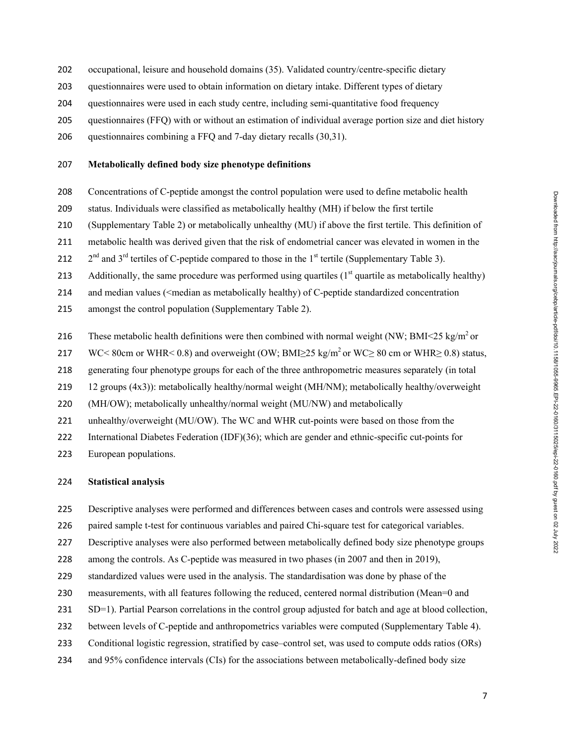occupational, leisure and household domains (35). Validated country/centre-specific dietary questionnaires were used to obtain information on dietary intake. Different types of dietary questionnaires were used in each study centre, including semi-quantitative food frequency questionnaires (FFQ) with or without an estimation of individual average portion size and diet history questionnaires combining a FFQ and 7-day dietary recalls (30,31).

**Metabolically defined body size phenotype definitions**

Concentrations of C-peptide amongst the control population were used to define metabolic health status. Individuals were classified as metabolically healthy (MH) if below the first tertile (Supplementary Table 2) or metabolically unhealthy (MU) if above the first tertile. This definition of metabolic health was derived given that the risk of endometrial cancer was elevated in women in the 2nd and 3rd tertiles of C-peptide compared to those in the 1st tertile (Supplementary Table 3). Additionally, the same procedure was performed using quartiles (1st quartile as metabolically healthy) and median values (<median as metabolically healthy) of C-peptide standardized concentration amongst the control population (Supplementary Table 2).

These metabolic health definitions were then combined with normal weight (NW; BMI<25 kg/m$^2$ or WC< 80cm or WHR< 0.8) and overweight (OW; BMI≥25 kg/m$^2$ or WC≥ 80 cm or WHR≥ 0.8) status, generating four phenotype groups for each of the three anthropometric measures separately (in total 12 groups (4x3)): metabolically healthy/normal weight (MH/NM); metabolically healthy/overweight (MH/OW); metabolically unhealthy/normal weight (MU/NW) and metabolically unhealthy/overweight (MU/OW). The WC and WHR cut-points were based on those from the International Diabetes Federation (IDF)(36); which are gender and ethnic-specific cut-points for European populations.

**Statistical analysis**

Descriptive analyses were performed and differences between cases and controls were assessed using paired sample t-test for continuous variables and paired Chi-square test for categorical variables. Descriptive analyses were also performed between metabolically defined body size phenotype groups among the controls. As C-peptide was measured in two phases (in 2007 and then in 2019), standardized values were used in the analysis. The standardisation was done by phase of the measurements, with all features following the reduced, centered normal distribution (Mean=0 and SD=1). Partial Pearson correlations in the control group adjusted for batch and age at blood collection, between levels of C-peptide and anthropometrics variables were computed (Supplementary Table 4). Conditional logistic regression, stratified by case–control set, was used to compute odds ratios (ORs) and 95% confidence intervals (CIs) for the associations between metabolically-defined body size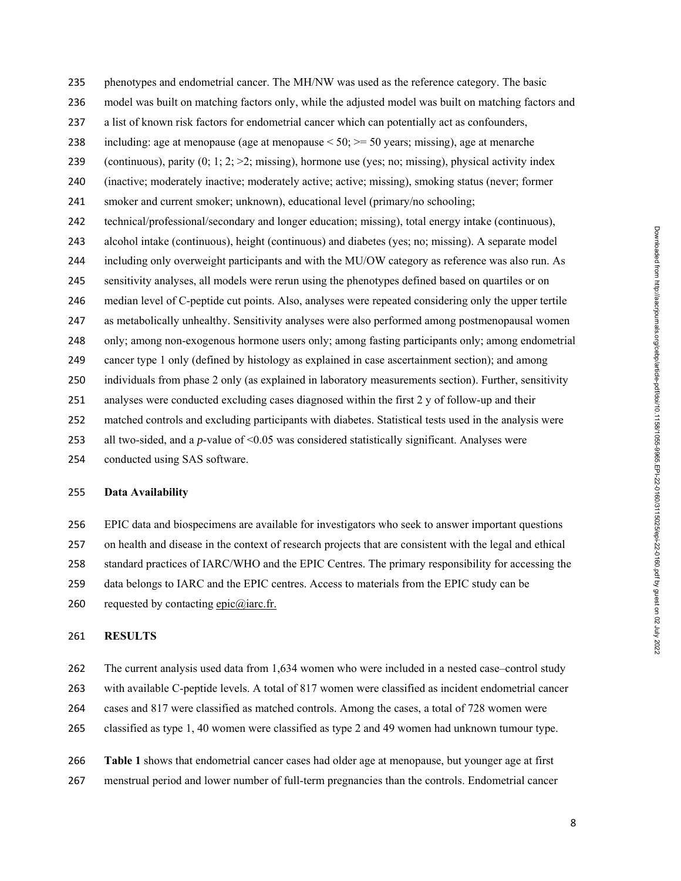phenotypes and endometrial cancer. The MH/NW was used as the reference category. The basic model was built on matching factors only, while the adjusted model was built on matching factors and a list of known risk factors for endometrial cancer which can potentially act as confounders, including: age at menopause (age at menopause < 50; >= 50 years; missing), age at menarche (continuous), parity (0; 1; 2; >2; missing), hormone use (yes; no; missing), physical activity index (inactive; moderately inactive; moderately active; active; missing), smoking status (never; former smoker and current smoker; unknown), educational level (primary/no schooling; technical/professional/secondary and longer education; missing), total energy intake (continuous), alcohol intake (continuous), height (continuous) and diabetes (yes; no; missing). A separate model including only overweight participants and with the MU/OW category as reference was also run. As sensitivity analyses, all models were rerun using the phenotypes defined based on quartiles or on median level of C-peptide cut points. Also, analyses were repeated considering only the upper tertile as metabolically unhealthy. Sensitivity analyses were also performed among postmenopausal women only; among non-exogenous hormone users only; among fasting participants only; among endometrial cancer type 1 only (defined by histology as explained in case ascertainment section); and among individuals from phase 2 only (as explained in laboratory measurements section). Further, sensitivity analyses were conducted excluding cases diagnosed within the first 2 y of follow-up and their matched controls and excluding participants with diabetes. Statistical tests used in the analysis were all two-sided, and a *p*-value of <0.05 was considered statistically significant. Analyses were conducted using SAS software.

**Data Availability**

EPIC data and biospecimens are available for investigators who seek to answer important questions on health and disease in the context of research projects that are consistent with the legal and ethical standard practices of IARC/WHO and the EPIC Centres. The primary responsibility for accessing the data belongs to IARC and the EPIC centres. Access to materials from the EPIC study can be requested by contacting epic@iarc.fr.

**RESULTS**

The current analysis used data from 1,634 women who were included in a nested case–control study with available C-peptide levels. A total of 817 women were classified as incident endometrial cancer cases and 817 were classified as matched controls. Among the cases, a total of 728 women were classified as type 1, 40 women were classified as type 2 and 49 women had unknown tumour type.

**Table 1** shows that endometrial cancer cases had older age at menopause, but younger age at first menstrual period and lower number of full-term pregnancies than the controls. Endometrial cancer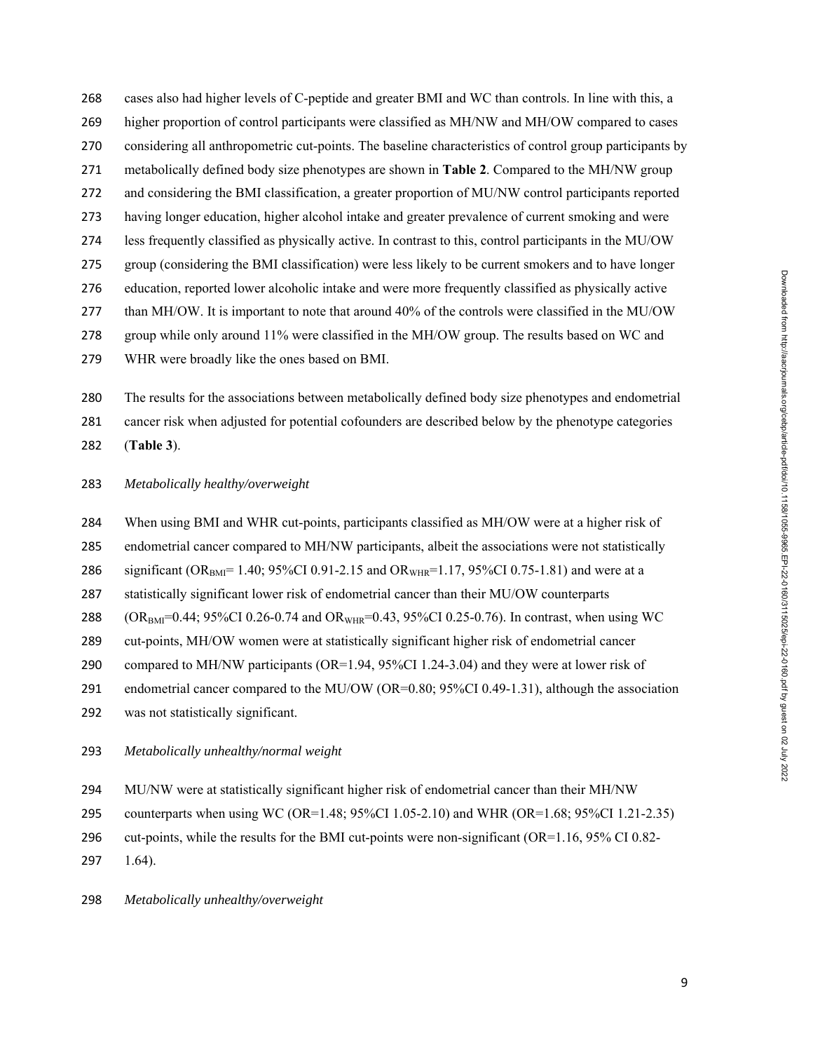cases also had higher levels of C-peptide and greater BMI and WC than controls. In line with this, a higher proportion of control participants were classified as MH/NW and MH/OW compared to cases considering all anthropometric cut-points. The baseline characteristics of control group participants by metabolically defined body size phenotypes are shown in **Table 2**. Compared to the MH/NW group and considering the BMI classification, a greater proportion of MU/NW control participants reported having longer education, higher alcohol intake and greater prevalence of current smoking and were less frequently classified as physically active. In contrast to this, control participants in the MU/OW group (considering the BMI classification) were less likely to be current smokers and to have longer education, reported lower alcoholic intake and were more frequently classified as physically active than MH/OW. It is important to note that around 40% of the controls were classified in the MU/OW group while only around 11% were classified in the MH/OW group. The results based on WC and WHR were broadly like the ones based on BMI.

The results for the associations between metabolically defined body size phenotypes and endometrial cancer risk when adjusted for potential cofounders are described below by the phenotype categories (**Table 3**).

*Metabolically healthy/overweight*

When using BMI and WHR cut-points, participants classified as MH/OW were at a higher risk of endometrial cancer compared to MH/NW participants, albeit the associations were not statistically significant ($OR_{BMI}$= 1.40; 95%CI 0.91-2.15 and $OR_{WHR}$=1.17, 95%CI 0.75-1.81) and were at a statistically significant lower risk of endometrial cancer than their MU/OW counterparts ($OR_{BMI}$=0.44; 95%CI 0.26-0.74 and $OR_{WHR}$=0.43, 95%CI 0.25-0.76). In contrast, when using WC cut-points, MH/OW women were at statistically significant higher risk of endometrial cancer compared to MH/NW participants (OR=1.94, 95%CI 1.24-3.04) and they were at lower risk of endometrial cancer compared to the MU/OW (OR=0.80; 95%CI 0.49-1.31), although the association was not statistically significant.

*Metabolically unhealthy/normal weight*

MU/NW were at statistically significant higher risk of endometrial cancer than their MH/NW counterparts when using WC (OR=1.48; 95%CI 1.05-2.10) and WHR (OR=1.68; 95%CI 1.21-2.35) cut-points, while the results for the BMI cut-points were non-significant (OR=1.16, 95% CI 0.82-1.64).

*Metabolically unhealthy/overweight*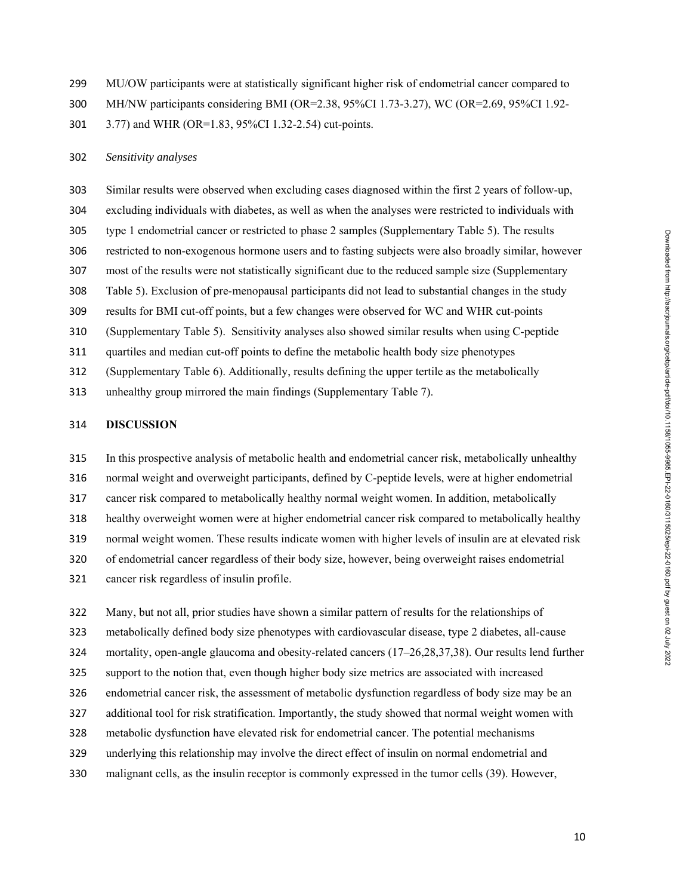MU/OW participants were at statistically significant higher risk of endometrial cancer compared to MH/NW participants considering BMI (OR=2.38, 95%CI 1.73-3.27), WC (OR=2.69, 95%CI 1.92-3.77) and WHR (OR=1.83, 95%CI 1.32-2.54) cut-points.

*Sensitivity analyses*

Similar results were observed when excluding cases diagnosed within the first 2 years of follow-up, excluding individuals with diabetes, as well as when the analyses were restricted to individuals with type 1 endometrial cancer or restricted to phase 2 samples (Supplementary Table 5). The results restricted to non-exogenous hormone users and to fasting subjects were also broadly similar, however most of the results were not statistically significant due to the reduced sample size (Supplementary Table 5). Exclusion of pre-menopausal participants did not lead to substantial changes in the study results for BMI cut-off points, but a few changes were observed for WC and WHR cut-points (Supplementary Table 5). Sensitivity analyses also showed similar results when using C-peptide quartiles and median cut-off points to define the metabolic health body size phenotypes (Supplementary Table 6). Additionally, results defining the upper tertile as the metabolically unhealthy group mirrored the main findings (Supplementary Table 7).

## DISCUSSION

In this prospective analysis of metabolic health and endometrial cancer risk, metabolically unhealthy normal weight and overweight participants, defined by C-peptide levels, were at higher endometrial cancer risk compared to metabolically healthy normal weight women. In addition, metabolically healthy overweight women were at higher endometrial cancer risk compared to metabolically healthy normal weight women. These results indicate women with higher levels of insulin are at elevated risk of endometrial cancer regardless of their body size, however, being overweight raises endometrial cancer risk regardless of insulin profile.

Many, but not all, prior studies have shown a similar pattern of results for the relationships of metabolically defined body size phenotypes with cardiovascular disease, type 2 diabetes, all-cause mortality, open-angle glaucoma and obesity-related cancers (17–26,28,37,38). Our results lend further support to the notion that, even though higher body size metrics are associated with increased endometrial cancer risk, the assessment of metabolic dysfunction regardless of body size may be an additional tool for risk stratification. Importantly, the study showed that normal weight women with metabolic dysfunction have elevated risk for endometrial cancer. The potential mechanisms underlying this relationship may involve the direct effect of insulin on normal endometrial and malignant cells, as the insulin receptor is commonly expressed in the tumor cells (39). However,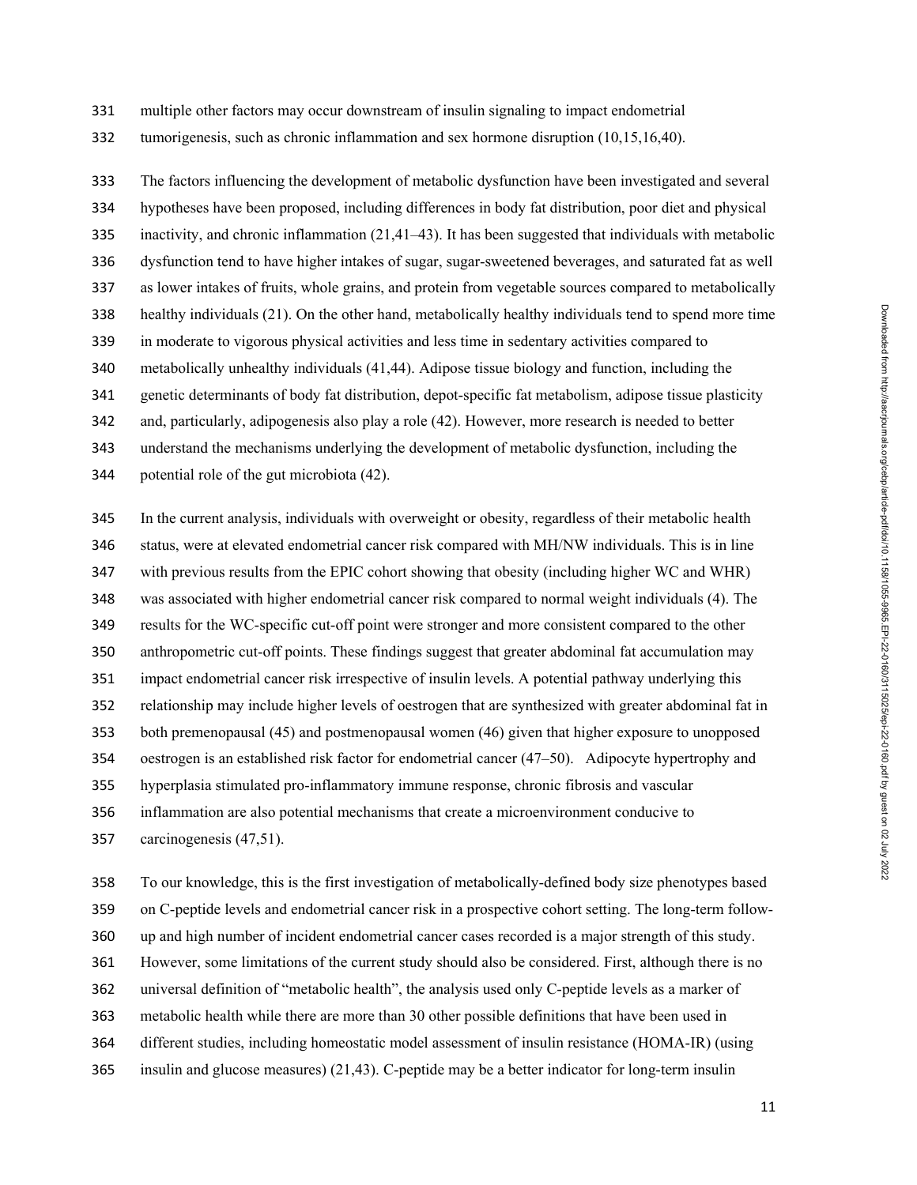multiple other factors may occur downstream of insulin signaling to impact endometrial tumorigenesis, such as chronic inflammation and sex hormone disruption (10,15,16,40).

The factors influencing the development of metabolic dysfunction have been investigated and several hypotheses have been proposed, including differences in body fat distribution, poor diet and physical inactivity, and chronic inflammation (21,41–43). It has been suggested that individuals with metabolic dysfunction tend to have higher intakes of sugar, sugar-sweetened beverages, and saturated fat as well as lower intakes of fruits, whole grains, and protein from vegetable sources compared to metabolically healthy individuals (21). On the other hand, metabolically healthy individuals tend to spend more time in moderate to vigorous physical activities and less time in sedentary activities compared to metabolically unhealthy individuals (41,44). Adipose tissue biology and function, including the genetic determinants of body fat distribution, depot-specific fat metabolism, adipose tissue plasticity and, particularly, adipogenesis also play a role (42). However, more research is needed to better understand the mechanisms underlying the development of metabolic dysfunction, including the potential role of the gut microbiota (42).

In the current analysis, individuals with overweight or obesity, regardless of their metabolic health status, were at elevated endometrial cancer risk compared with MH/NW individuals. This is in line with previous results from the EPIC cohort showing that obesity (including higher WC and WHR) was associated with higher endometrial cancer risk compared to normal weight individuals (4). The results for the WC-specific cut-off point were stronger and more consistent compared to the other anthropometric cut-off points. These findings suggest that greater abdominal fat accumulation may impact endometrial cancer risk irrespective of insulin levels. A potential pathway underlying this relationship may include higher levels of oestrogen that are synthesized with greater abdominal fat in both premenopausal (45) and postmenopausal women (46) given that higher exposure to unopposed oestrogen is an established risk factor for endometrial cancer (47–50). Adipocyte hypertrophy and hyperplasia stimulated pro-inflammatory immune response, chronic fibrosis and vascular inflammation are also potential mechanisms that create a microenvironment conducive to carcinogenesis (47,51).

To our knowledge, this is the first investigation of metabolically-defined body size phenotypes based on C-peptide levels and endometrial cancer risk in a prospective cohort setting. The long-term follow-up and high number of incident endometrial cancer cases recorded is a major strength of this study. However, some limitations of the current study should also be considered. First, although there is no universal definition of "metabolic health", the analysis used only C-peptide levels as a marker of metabolic health while there are more than 30 other possible definitions that have been used in different studies, including homeostatic model assessment of insulin resistance (HOMA-IR) (using insulin and glucose measures) (21,43). C-peptide may be a better indicator for long-term insulin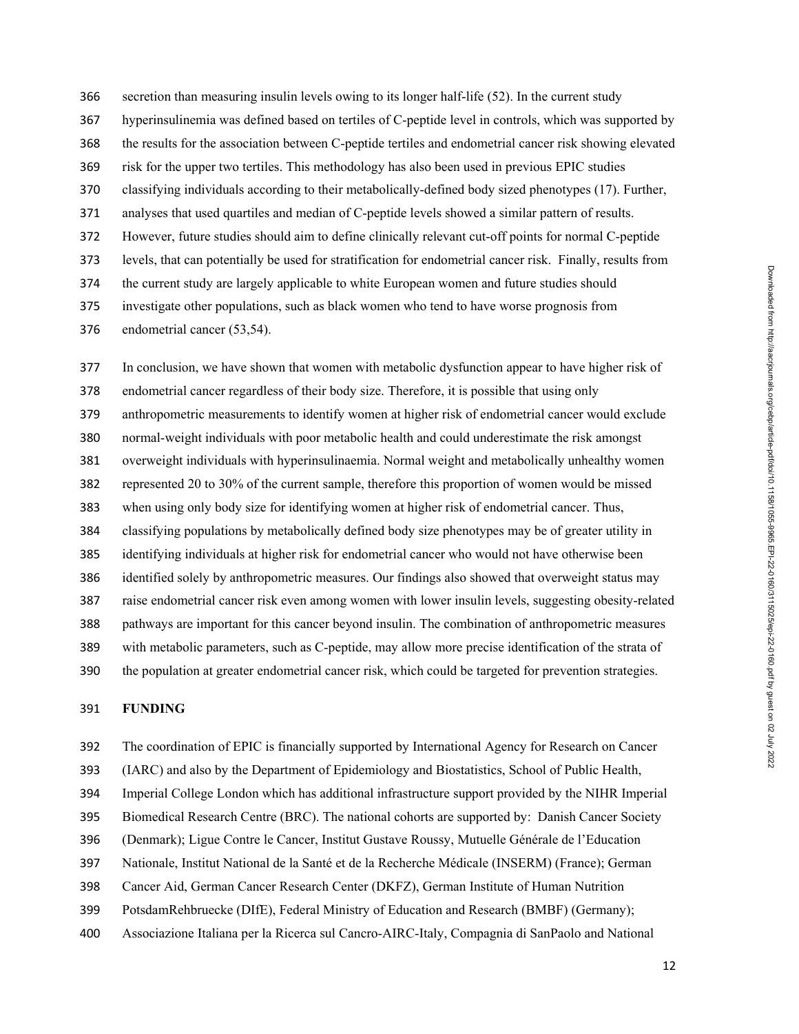secretion than measuring insulin levels owing to its longer half-life (52). In the current study hyperinsulinemia was defined based on tertiles of C-peptide level in controls, which was supported by the results for the association between C-peptide tertiles and endometrial cancer risk showing elevated risk for the upper two tertiles. This methodology has also been used in previous EPIC studies classifying individuals according to their metabolically-defined body sized phenotypes (17). Further, analyses that used quartiles and median of C-peptide levels showed a similar pattern of results. However, future studies should aim to define clinically relevant cut-off points for normal C-peptide levels, that can potentially be used for stratification for endometrial cancer risk. Finally, results from the current study are largely applicable to white European women and future studies should investigate other populations, such as black women who tend to have worse prognosis from endometrial cancer (53,54).

In conclusion, we have shown that women with metabolic dysfunction appear to have higher risk of endometrial cancer regardless of their body size. Therefore, it is possible that using only anthropometric measurements to identify women at higher risk of endometrial cancer would exclude normal-weight individuals with poor metabolic health and could underestimate the risk amongst overweight individuals with hyperinsulinaemia. Normal weight and metabolically unhealthy women represented 20 to 30% of the current sample, therefore this proportion of women would be missed when using only body size for identifying women at higher risk of endometrial cancer. Thus, classifying populations by metabolically defined body size phenotypes may be of greater utility in identifying individuals at higher risk for endometrial cancer who would not have otherwise been identified solely by anthropometric measures. Our findings also showed that overweight status may raise endometrial cancer risk even among women with lower insulin levels, suggesting obesity-related pathways are important for this cancer beyond insulin. The combination of anthropometric measures with metabolic parameters, such as C-peptide, may allow more precise identification of the strata of the population at greater endometrial cancer risk, which could be targeted for prevention strategies.

## FUNDING

The coordination of EPIC is financially supported by International Agency for Research on Cancer (IARC) and also by the Department of Epidemiology and Biostatistics, School of Public Health, Imperial College London which has additional infrastructure support provided by the NIHR Imperial Biomedical Research Centre (BRC). The national cohorts are supported by: Danish Cancer Society (Denmark); Ligue Contre le Cancer, Institut Gustave Roussy, Mutuelle Générale de l'Education Nationale, Institut National de la Santé et de la Recherche Médicale (INSERM) (France); German Cancer Aid, German Cancer Research Center (DKFZ), German Institute of Human Nutrition PotsdamRehbruecke (DIfE), Federal Ministry of Education and Research (BMBF) (Germany); Associazione Italiana per la Ricerca sul Cancro-AIRC-Italy, Compagnia di SanPaolo and National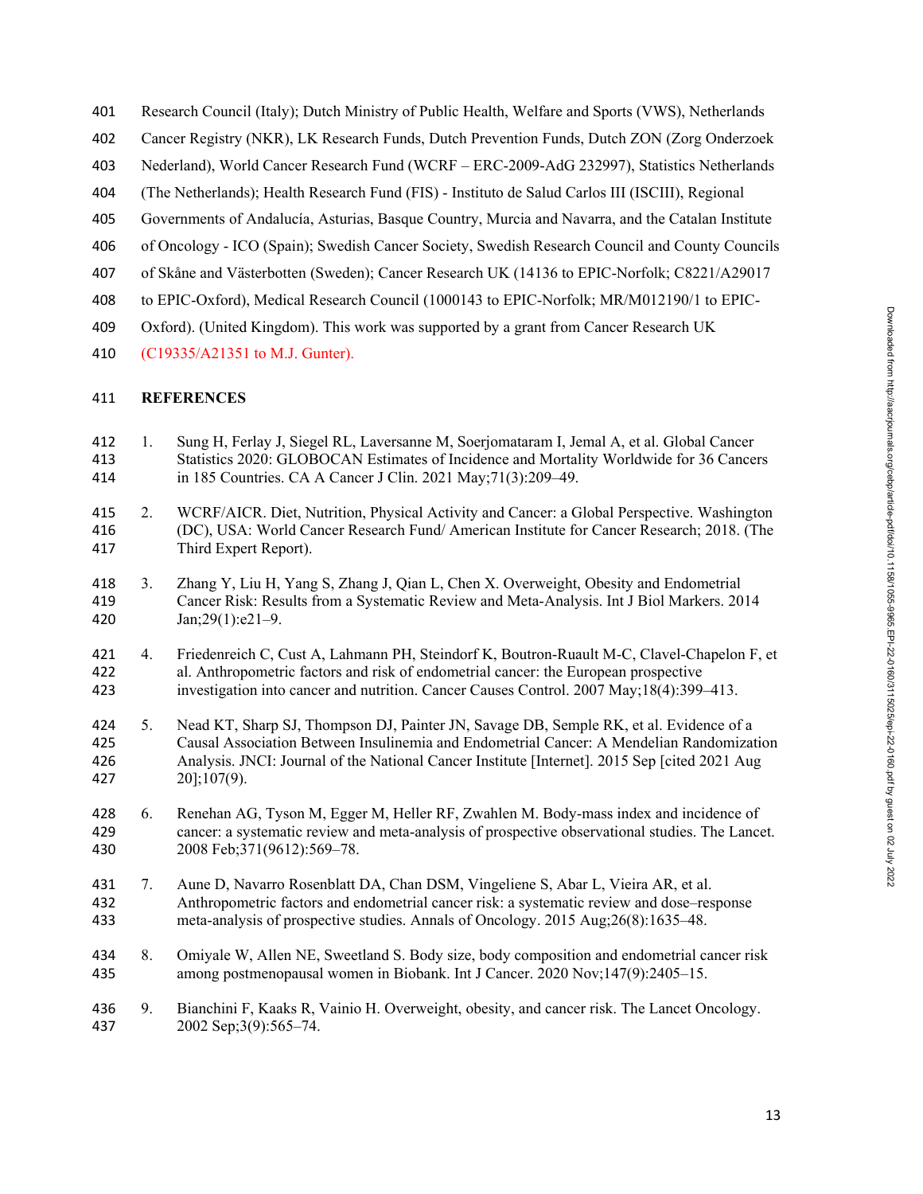Research Council (Italy); Dutch Ministry of Public Health, Welfare and Sports (VWS), Netherlands Cancer Registry (NKR), LK Research Funds, Dutch Prevention Funds, Dutch ZON (Zorg Onderzoek Nederland), World Cancer Research Fund (WCRF – ERC-2009-AdG 232997), Statistics Netherlands (The Netherlands); Health Research Fund (FIS) - Instituto de Salud Carlos III (ISCIII), Regional Governments of Andalucía, Asturias, Basque Country, Murcia and Navarra, and the Catalan Institute of Oncology - ICO (Spain); Swedish Cancer Society, Swedish Research Council and County Councils of Skåne and Västerbotten (Sweden); Cancer Research UK (14136 to EPIC-Norfolk; C8221/A29017 to EPIC-Oxford), Medical Research Council (1000143 to EPIC-Norfolk; MR/M012190/1 to EPIC-Oxford). (United Kingdom). This work was supported by a grant from Cancer Research UK (C19335/A21351 to M.J. Gunter).

## REFERENCES

1. Sung H, Ferlay J, Siegel RL, Laversanne M, Soerjomataram I, Jemal A, et al. Global Cancer Statistics 2020: GLOBOCAN Estimates of Incidence and Mortality Worldwide for 36 Cancers in 185 Countries. CA A Cancer J Clin. 2021 May;71(3):209–49.

2. WCRF/AICR. Diet, Nutrition, Physical Activity and Cancer: a Global Perspective. Washington (DC), USA: World Cancer Research Fund/ American Institute for Cancer Research; 2018. (The Third Expert Report).

3. Zhang Y, Liu H, Yang S, Zhang J, Qian L, Chen X. Overweight, Obesity and Endometrial Cancer Risk: Results from a Systematic Review and Meta-Analysis. Int J Biol Markers. 2014 Jan;29(1):e21–9.

4. Friedenreich C, Cust A, Lahmann PH, Steindorf K, Boutron-Ruault M-C, Clavel-Chapelon F, et al. Anthropometric factors and risk of endometrial cancer: the European prospective investigation into cancer and nutrition. Cancer Causes Control. 2007 May;18(4):399–413.

5. Nead KT, Sharp SJ, Thompson DJ, Painter JN, Savage DB, Semple RK, et al. Evidence of a Causal Association Between Insulinemia and Endometrial Cancer: A Mendelian Randomization Analysis. JNCI: Journal of the National Cancer Institute [Internet]. 2015 Sep [cited 2021 Aug 20];107(9).

6. Renehan AG, Tyson M, Egger M, Heller RF, Zwahlen M. Body-mass index and incidence of cancer: a systematic review and meta-analysis of prospective observational studies. The Lancet. 2008 Feb;371(9612):569–78.

7. Aune D, Navarro Rosenblatt DA, Chan DSM, Vingeliene S, Abar L, Vieira AR, et al. Anthropometric factors and endometrial cancer risk: a systematic review and dose–response meta-analysis of prospective studies. Annals of Oncology. 2015 Aug;26(8):1635–48.

8. Omiyale W, Allen NE, Sweetland S. Body size, body composition and endometrial cancer risk among postmenopausal women in Biobank. Int J Cancer. 2020 Nov;147(9):2405–15.

9. Bianchini F, Kaaks R, Vainio H. Overweight, obesity, and cancer risk. The Lancet Oncology. 2002 Sep;3(9):565–74.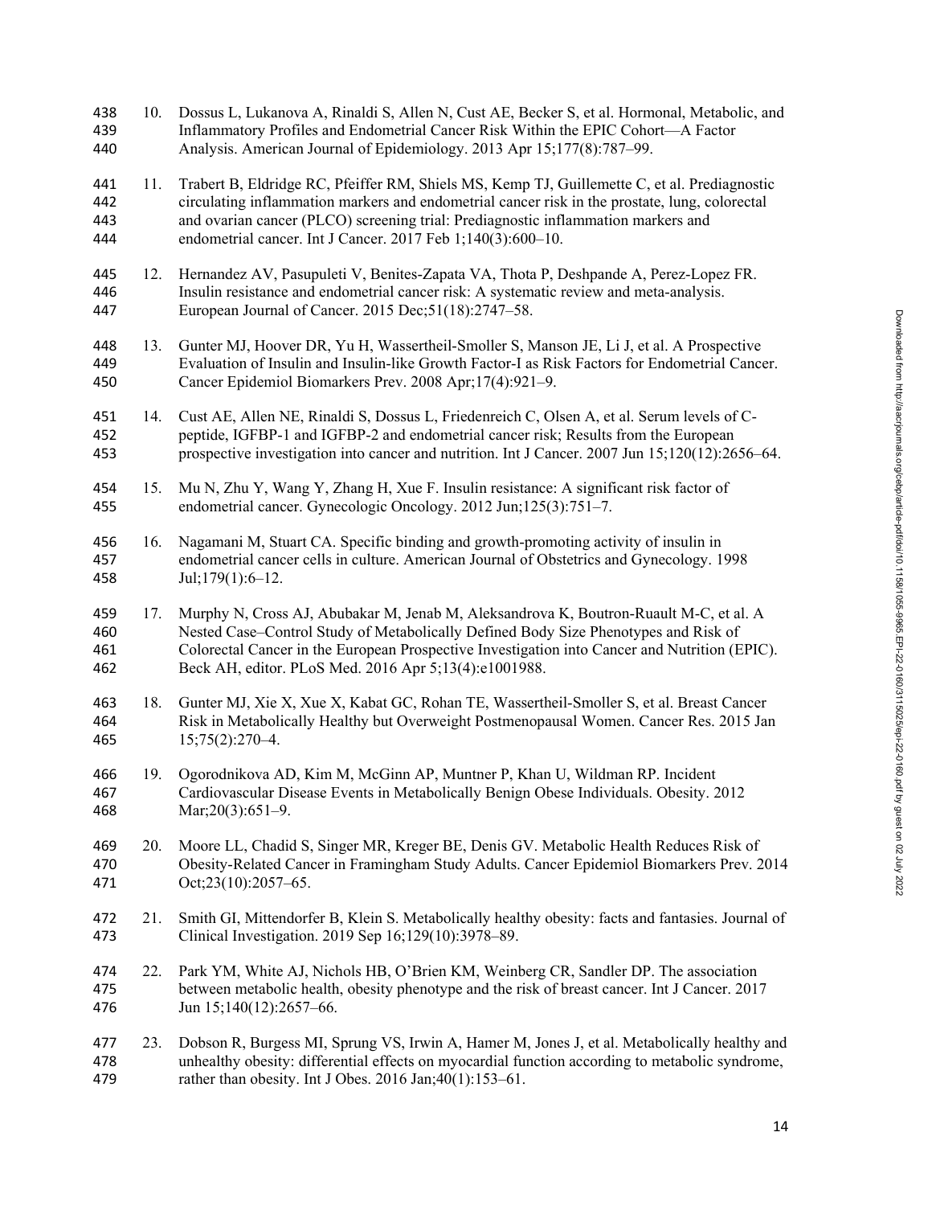10. Dossus L, Lukanova A, Rinaldi S, Allen N, Cust AE, Becker S, et al. Hormonal, Metabolic, and Inflammatory Profiles and Endometrial Cancer Risk Within the EPIC Cohort—A Factor Analysis. American Journal of Epidemiology. 2013 Apr 15;177(8):787–99.

11. Trabert B, Eldridge RC, Pfeiffer RM, Shiels MS, Kemp TJ, Guillemette C, et al. Prediagnostic circulating inflammation markers and endometrial cancer risk in the prostate, lung, colorectal and ovarian cancer (PLCO) screening trial: Prediagnostic inflammation markers and endometrial cancer. Int J Cancer. 2017 Feb 1;140(3):600–10.

12. Hernandez AV, Pasupuleti V, Benites-Zapata VA, Thota P, Deshpande A, Perez-Lopez FR. Insulin resistance and endometrial cancer risk: A systematic review and meta-analysis. European Journal of Cancer. 2015 Dec;51(18):2747–58.

13. Gunter MJ, Hoover DR, Yu H, Wassertheil-Smoller S, Manson JE, Li J, et al. A Prospective Evaluation of Insulin and Insulin-like Growth Factor-I as Risk Factors for Endometrial Cancer. Cancer Epidemiol Biomarkers Prev. 2008 Apr;17(4):921–9.

14. Cust AE, Allen NE, Rinaldi S, Dossus L, Friedenreich C, Olsen A, et al. Serum levels of C-peptide, IGFBP-1 and IGFBP-2 and endometrial cancer risk; Results from the European prospective investigation into cancer and nutrition. Int J Cancer. 2007 Jun 15;120(12):2656–64.

15. Mu N, Zhu Y, Wang Y, Zhang H, Xue F. Insulin resistance: A significant risk factor of endometrial cancer. Gynecologic Oncology. 2012 Jun;125(3):751–7.

16. Nagamani M, Stuart CA. Specific binding and growth-promoting activity of insulin in endometrial cancer cells in culture. American Journal of Obstetrics and Gynecology. 1998 Jul;179(1):6–12.

17. Murphy N, Cross AJ, Abubakar M, Jenab M, Aleksandrova K, Boutron-Ruault M-C, et al. A Nested Case–Control Study of Metabolically Defined Body Size Phenotypes and Risk of Colorectal Cancer in the European Prospective Investigation into Cancer and Nutrition (EPIC). Beck AH, editor. PLoS Med. 2016 Apr 5;13(4):e1001988.

18. Gunter MJ, Xie X, Xue X, Kabat GC, Rohan TE, Wassertheil-Smoller S, et al. Breast Cancer Risk in Metabolically Healthy but Overweight Postmenopausal Women. Cancer Res. 2015 Jan 15;75(2):270–4.

19. Ogorodnikova AD, Kim M, McGinn AP, Muntner P, Khan U, Wildman RP. Incident Cardiovascular Disease Events in Metabolically Benign Obese Individuals. Obesity. 2012 Mar;20(3):651–9.

20. Moore LL, Chadid S, Singer MR, Kreger BE, Denis GV. Metabolic Health Reduces Risk of Obesity-Related Cancer in Framingham Study Adults. Cancer Epidemiol Biomarkers Prev. 2014 Oct;23(10):2057–65.

21. Smith GI, Mittendorfer B, Klein S. Metabolically healthy obesity: facts and fantasies. Journal of Clinical Investigation. 2019 Sep 16;129(10):3978–89.

22. Park YM, White AJ, Nichols HB, O'Brien KM, Weinberg CR, Sandler DP. The association between metabolic health, obesity phenotype and the risk of breast cancer. Int J Cancer. 2017 Jun 15;140(12):2657–66.

23. Dobson R, Burgess MI, Sprung VS, Irwin A, Hamer M, Jones J, et al. Metabolically healthy and unhealthy obesity: differential effects on myocardial function according to metabolic syndrome, rather than obesity. Int J Obes. 2016 Jan;40(1):153–61.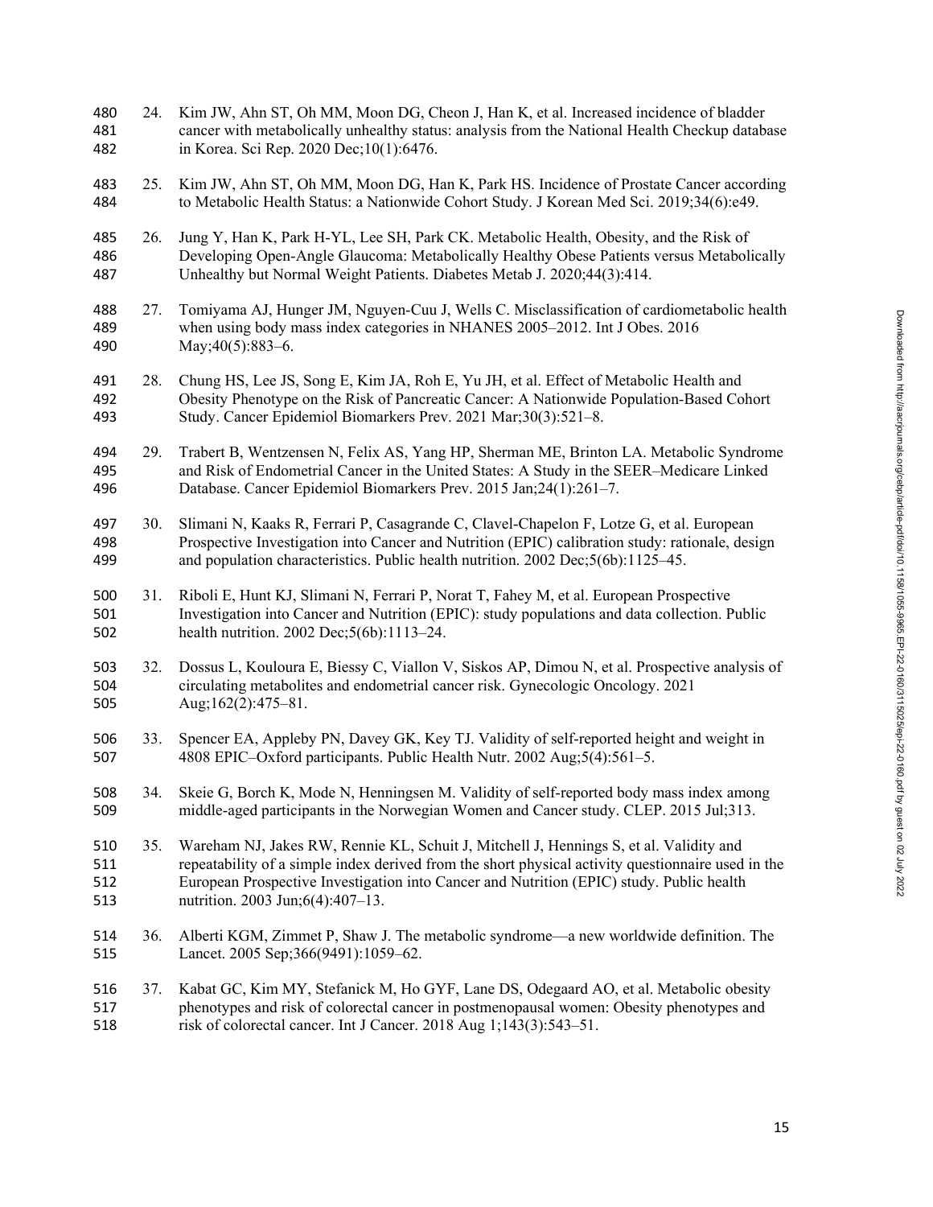24. Kim JW, Ahn ST, Oh MM, Moon DG, Cheon J, Han K, et al. Increased incidence of bladder cancer with metabolically unhealthy status: analysis from the National Health Checkup database in Korea. Sci Rep. 2020 Dec;10(1):6476.

25. Kim JW, Ahn ST, Oh MM, Moon DG, Han K, Park HS. Incidence of Prostate Cancer according to Metabolic Health Status: a Nationwide Cohort Study. J Korean Med Sci. 2019;34(6):e49.

26. Jung Y, Han K, Park H-YL, Lee SH, Park CK. Metabolic Health, Obesity, and the Risk of Developing Open-Angle Glaucoma: Metabolically Healthy Obese Patients versus Metabolically Unhealthy but Normal Weight Patients. Diabetes Metab J. 2020;44(3):414.

27. Tomiyama AJ, Hunger JM, Nguyen-Cuu J, Wells C. Misclassification of cardiometabolic health when using body mass index categories in NHANES 2005–2012. Int J Obes. 2016 May;40(5):883–6.

28. Chung HS, Lee JS, Song E, Kim JA, Roh E, Yu JH, et al. Effect of Metabolic Health and Obesity Phenotype on the Risk of Pancreatic Cancer: A Nationwide Population-Based Cohort Study. Cancer Epidemiol Biomarkers Prev. 2021 Mar;30(3):521–8.

29. Trabert B, Wentzensen N, Felix AS, Yang HP, Sherman ME, Brinton LA. Metabolic Syndrome and Risk of Endometrial Cancer in the United States: A Study in the SEER–Medicare Linked Database. Cancer Epidemiol Biomarkers Prev. 2015 Jan;24(1):261–7.

30. Slimani N, Kaaks R, Ferrari P, Casagrande C, Clavel-Chapelon F, Lotze G, et al. European Prospective Investigation into Cancer and Nutrition (EPIC) calibration study: rationale, design and population characteristics. Public health nutrition. 2002 Dec;5(6b):1125–45.

31. Riboli E, Hunt KJ, Slimani N, Ferrari P, Norat T, Fahey M, et al. European Prospective Investigation into Cancer and Nutrition (EPIC): study populations and data collection. Public health nutrition. 2002 Dec;5(6b):1113–24.

32. Dossus L, Kouloura E, Biessy C, Viallon V, Siskos AP, Dimou N, et al. Prospective analysis of circulating metabolites and endometrial cancer risk. Gynecologic Oncology. 2021 Aug;162(2):475–81.

33. Spencer EA, Appleby PN, Davey GK, Key TJ. Validity of self-reported height and weight in 4808 EPIC–Oxford participants. Public Health Nutr. 2002 Aug;5(4):561–5.

34. Skeie G, Borch K, Mode N, Henningsen M. Validity of self-reported body mass index among middle-aged participants in the Norwegian Women and Cancer study. CLEP. 2015 Jul;313.

35. Wareham NJ, Jakes RW, Rennie KL, Schuit J, Mitchell J, Hennings S, et al. Validity and repeatability of a simple index derived from the short physical activity questionnaire used in the European Prospective Investigation into Cancer and Nutrition (EPIC) study. Public health nutrition. 2003 Jun;6(4):407–13.

36. Alberti KGM, Zimmet P, Shaw J. The metabolic syndrome—a new worldwide definition. The Lancet. 2005 Sep;366(9491):1059–62.

37. Kabat GC, Kim MY, Stefanick M, Ho GYF, Lane DS, Odegaard AO, et al. Metabolic obesity phenotypes and risk of colorectal cancer in postmenopausal women: Obesity phenotypes and risk of colorectal cancer. Int J Cancer. 2018 Aug 1;143(3):543–51.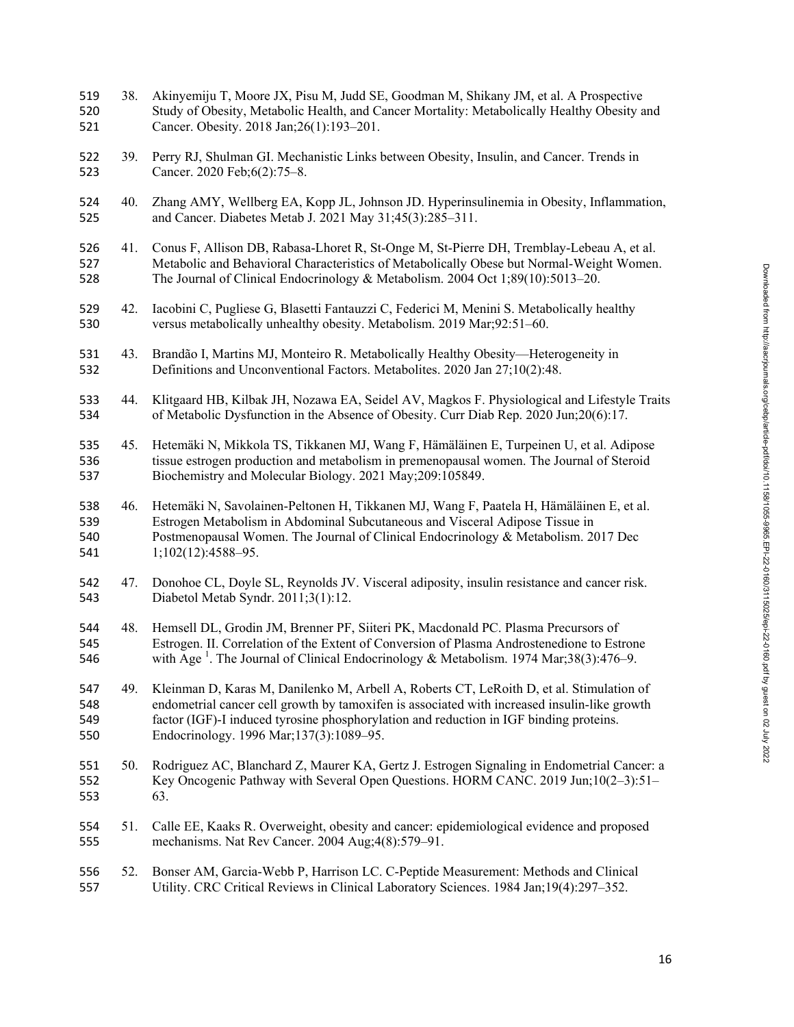38. Akinyemiju T, Moore JX, Pisu M, Judd SE, Goodman M, Shikany JM, et al. A Prospective Study of Obesity, Metabolic Health, and Cancer Mortality: Metabolically Healthy Obesity and Cancer. Obesity. 2018 Jan;26(1):193–201.

39. Perry RJ, Shulman GI. Mechanistic Links between Obesity, Insulin, and Cancer. Trends in Cancer. 2020 Feb;6(2):75–8.

40. Zhang AMY, Wellberg EA, Kopp JL, Johnson JD. Hyperinsulinemia in Obesity, Inflammation, and Cancer. Diabetes Metab J. 2021 May 31;45(3):285–311.

41. Conus F, Allison DB, Rabasa-Lhoret R, St-Onge M, St-Pierre DH, Tremblay-Lebeau A, et al. Metabolic and Behavioral Characteristics of Metabolically Obese but Normal-Weight Women. The Journal of Clinical Endocrinology & Metabolism. 2004 Oct 1;89(10):5013–20.

42. Iacobini C, Pugliese G, Blasetti Fantauzzi C, Federici M, Menini S. Metabolically healthy versus metabolically unhealthy obesity. Metabolism. 2019 Mar;92:51–60.

43. Brandão I, Martins MJ, Monteiro R. Metabolically Healthy Obesity—Heterogeneity in Definitions and Unconventional Factors. Metabolites. 2020 Jan 27;10(2):48.

44. Klitgaard HB, Kilbak JH, Nozawa EA, Seidel AV, Magkos F. Physiological and Lifestyle Traits of Metabolic Dysfunction in the Absence of Obesity. Curr Diab Rep. 2020 Jun;20(6):17.

45. Hetemäki N, Mikkola TS, Tikkanen MJ, Wang F, Hämäläinen E, Turpeinen U, et al. Adipose tissue estrogen production and metabolism in premenopausal women. The Journal of Steroid Biochemistry and Molecular Biology. 2021 May;209:105849.

46. Hetemäki N, Savolainen-Peltonen H, Tikkanen MJ, Wang F, Paatela H, Hämäläinen E, et al. Estrogen Metabolism in Abdominal Subcutaneous and Visceral Adipose Tissue in Postmenopausal Women. The Journal of Clinical Endocrinology & Metabolism. 2017 Dec 1;102(12):4588–95.

47. Donohoe CL, Doyle SL, Reynolds JV. Visceral adiposity, insulin resistance and cancer risk. Diabetol Metab Syndr. 2011;3(1):12.

48. Hemsell DL, Grodin JM, Brenner PF, Siiteri PK, Macdonald PC. Plasma Precursors of Estrogen. II. Correlation of the Extent of Conversion of Plasma Androstenedione to Estrone with Age [1]. The Journal of Clinical Endocrinology & Metabolism. 1974 Mar;38(3):476–9.

49. Kleinman D, Karas M, Danilenko M, Arbell A, Roberts CT, LeRoith D, et al. Stimulation of endometrial cancer cell growth by tamoxifen is associated with increased insulin-like growth factor (IGF)-I induced tyrosine phosphorylation and reduction in IGF binding proteins. Endocrinology. 1996 Mar;137(3):1089–95.

50. Rodriguez AC, Blanchard Z, Maurer KA, Gertz J. Estrogen Signaling in Endometrial Cancer: a Key Oncogenic Pathway with Several Open Questions. HORM CANC. 2019 Jun;10(2–3):51–63.

51. Calle EE, Kaaks R. Overweight, obesity and cancer: epidemiological evidence and proposed mechanisms. Nat Rev Cancer. 2004 Aug;4(8):579–91.

52. Bonser AM, Garcia-Webb P, Harrison LC. C-Peptide Measurement: Methods and Clinical Utility. CRC Critical Reviews in Clinical Laboratory Sciences. 1984 Jan;19(4):297–352.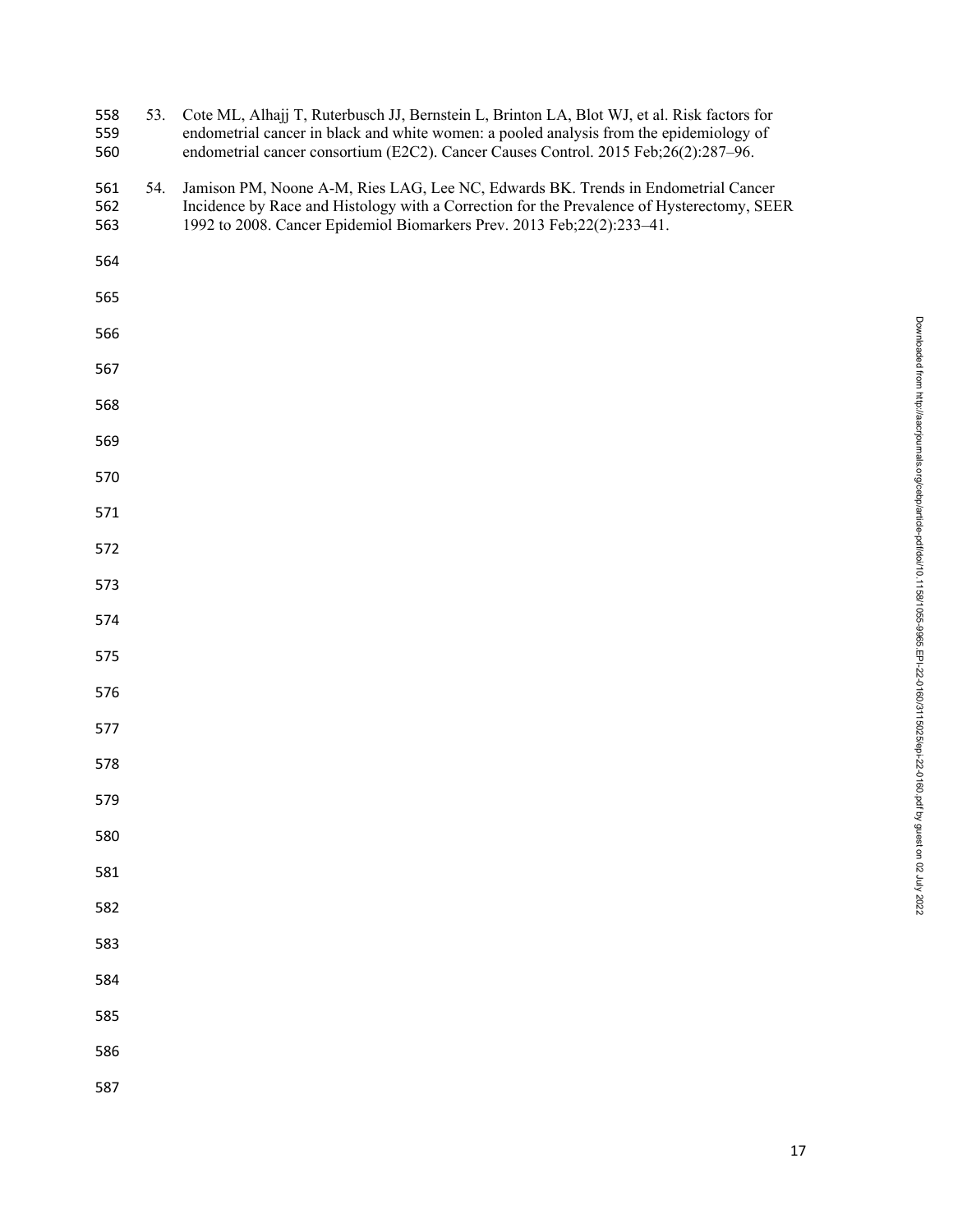53. Cote ML, Alhajj T, Ruterbusch JJ, Bernstein L, Brinton LA, Blot WJ, et al. Risk factors for endometrial cancer in black and white women: a pooled analysis from the epidemiology of endometrial cancer consortium (E2C2). Cancer Causes Control. 2015 Feb;26(2):287–96.

54. Jamison PM, Noone A-M, Ries LAG, Lee NC, Edwards BK. Trends in Endometrial Cancer Incidence by Race and Histology with a Correction for the Prevalence of Hysterectomy, SEER 1992 to 2008. Cancer Epidemiol Biomarkers Prev. 2013 Feb;22(2):233–41.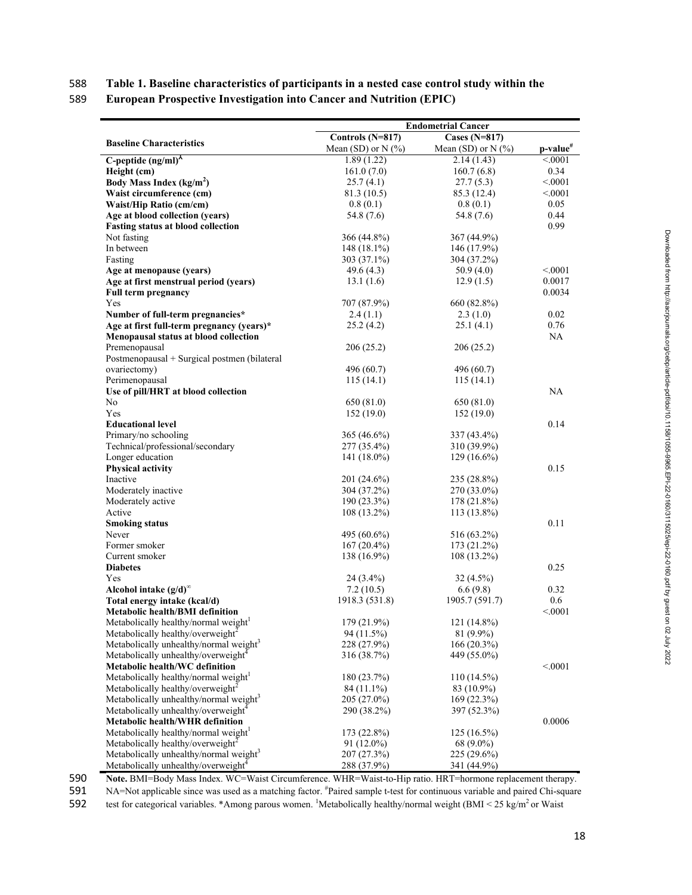**Table 1. Baseline characteristics of participants in a nested case control study within the European Prospective Investigation into Cancer and Nutrition (EPIC)**

| Baseline Characteristics | Endometrial Cancer | | |
|---|---|---|---|
| | Controls (N=817) | Cases (N=817) | |
| | Mean (SD) or N (%) | Mean (SD) or N (%) | p-value[#] |
| **C-peptide (ng/ml)[λ]** | 1.89 (1.22) | 2.14 (1.43) | <.0001 |
| **Height (cm)** | 161.0 (7.0) | 160.7 (6.8) | 0.34 |
| **Body Mass Index (kg/m$^2$)** | 25.7 (4.1) | 27.7 (5.3) | <.0001 |
| **Waist circumference (cm)** | 81.3 (10.5) | 85.3 (12.4) | <.0001 |
| **Waist/Hip Ratio (cm/cm)** | 0.8 (0.1) | 0.8 (0.1) | 0.05 |
| **Age at blood collection (years)** | 54.8 (7.6) | 54.8 (7.6) | 0.44 |
| **Fasting status at blood collection** | | | 0.99 |
| Not fasting | 366 (44.8%) | 367 (44.9%) | |
| In between | 148 (18.1%) | 146 (17.9%) | |
| Fasting | 303 (37.1%) | 304 (37.2%) | |
| **Age at menopause (years)** | 49.6 (4.3) | 50.9 (4.0) | <.0001 |
| **Age at first menstrual period (years)** | 13.1 (1.6) | 12.9 (1.5) | 0.0017 |
| **Full term pregnancy** | | | 0.0034 |
| Yes | 707 (87.9%) | 660 (82.8%) | |
| **Number of full-term pregnancies*** | 2.4 (1.1) | 2.3 (1.0) | 0.02 |
| **Age at first full-term pregnancy (years)*** | 25.2 (4.2) | 25.1 (4.1) | 0.76 |
| **Menopausal status at blood collection** | | | NA |
| Premenopausal | 206 (25.2) | 206 (25.2) | |
| Postmenopausal + Surgical postmen (bilateral ovariectomy) | 496 (60.7) | 496 (60.7) | |
| Perimenopausal | 115 (14.1) | 115 (14.1) | |
| **Use of pill/HRT at blood collection** | | | NA |
| No | 650 (81.0) | 650 (81.0) | |
| Yes | 152 (19.0) | 152 (19.0) | |
| **Educational level** | | | 0.14 |
| Primary/no schooling | 365 (46.6%) | 337 (43.4%) | |
| Technical/professional/secondary | 277 (35.4%) | 310 (39.9%) | |
| Longer education | 141 (18.0%) | 129 (16.6%) | |
| **Physical activity** | | | 0.15 |
| Inactive | 201 (24.6%) | 235 (28.8%) | |
| Moderately inactive | 304 (37.2%) | 270 (33.0%) | |
| Moderately active | 190 (23.3%) | 178 (21.8%) | |
| Active | 108 (13.2%) | 113 (13.8%) | |
| **Smoking status** | | | 0.11 |
| Never | 495 (60.6%) | 516 (63.2%) | |
| Former smoker | 167 (20.4%) | 173 (21.2%) | |
| Current smoker | 138 (16.9%) | 108 (13.2%) | |
| **Diabetes** | | | 0.25 |
| Yes | 24 (3.4%) | 32 (4.5%) | |
| **Alcohol intake (g/d)[∝]** | 7.2 (10.5) | 6.6 (9.8) | 0.32 |
| **Total energy intake (kcal/d)** | 1918.3 (531.8) | 1905.7 (591.7) | 0.6 |
| **Metabolic health/BMI definition** | | | <.0001 |
| Metabolically healthy/normal weight[1] | 179 (21.9%) | 121 (14.8%) | |
| Metabolically healthy/overweight[2] | 94 (11.5%) | 81 (9.9%) | |
| Metabolically unhealthy/normal weight[3] | 228 (27.9%) | 166 (20.3%) | |
| Metabolically unhealthy/overweight[4] | 316 (38.7%) | 449 (55.0%) | |
| **Metabolic health/WC definition** | | | <.0001 |
| Metabolically healthy/normal weight[1] | 180 (23.7%) | 110 (14.5%) | |
| Metabolically healthy/overweight[2] | 84 (11.1%) | 83 (10.9%) | |
| Metabolically unhealthy/normal weight[3] | 205 (27.0%) | 169 (22.3%) | |
| Metabolically unhealthy/overweight[4] | 290 (38.2%) | 397 (52.3%) | |
| **Metabolic health/WHR definition** | | | 0.0006 |
| Metabolically healthy/normal weight[1] | 173 (22.8%) | 125 (16.5%) | |
| Metabolically healthy/overweight[2] | 91 (12.0%) | 68 (9.0%) | |
| Metabolically unhealthy/normal weight[3] | 207 (27.3%) | 225 (29.6%) | |
| Metabolically unhealthy/overweight[4] | 288 (37.9%) | 341 (44.9%) | |

**Note.** BMI=Body Mass Index. WC=Waist Circumference. WHR=Waist-to-Hip ratio. HRT=hormone replacement therapy. NA=Not applicable since was used as a matching factor. [#]Paired sample t-test for continuous variable and paired Chi-square test for categorical variables. *Among parous women. [1]Metabolically healthy/normal weight (BMI < 25 kg/m$^2$ or Waist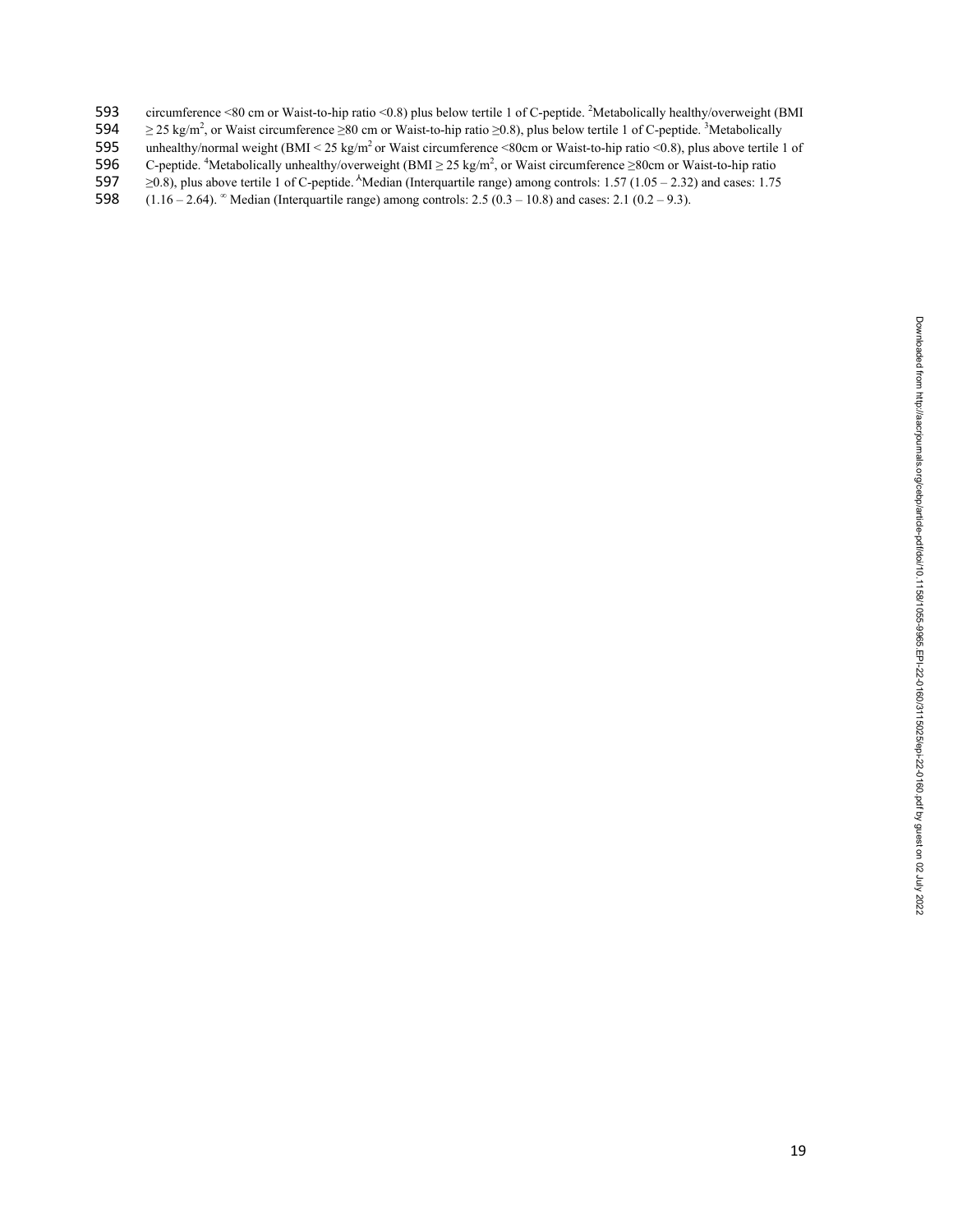circumference <80 cm or Waist-to-hip ratio <0.8) plus below tertile 1 of C-peptide. [2]Metabolically healthy/overweight (BMI $\geq$ 25 kg/m$^2$, or Waist circumference $\geq$80 cm or Waist-to-hip ratio $\geq$0.8), plus below tertile 1 of C-peptide. [3]Metabolically unhealthy/normal weight (BMI < 25 kg/m$^2$ or Waist circumference <80cm or Waist-to-hip ratio <0.8), plus above tertile 1 of C-peptide. [4]Metabolically unhealthy/overweight (BMI $\geq$ 25 kg/m$^2$, or Waist circumference $\geq$80cm or Waist-to-hip ratio $\geq$0.8), plus above tertile 1 of C-peptide. [λ]Median (Interquartile range) among controls: 1.57 (1.05 – 2.32) and cases: 1.75 (1.16 – 2.64). [∝] Median (Interquartile range) among controls: 2.5 (0.3 – 10.8) and cases: 2.1 (0.2 – 9.3).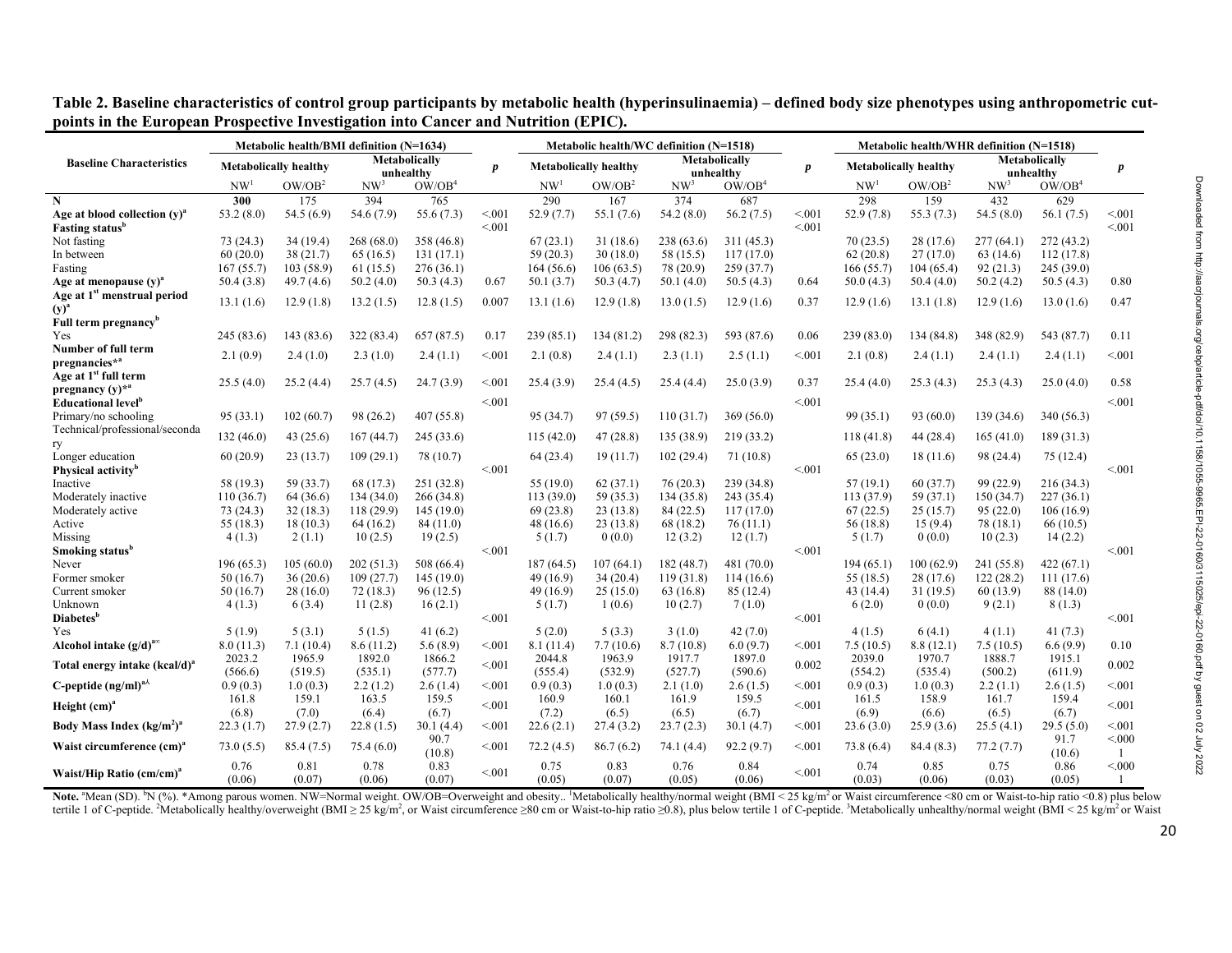**Table 2. Baseline characteristics of control group participants by metabolic health (hyperinsulinaemia) – defined body size phenotypes using anthropometric cut-points in the European Prospective Investigation into Cancer and Nutrition (EPIC).**

| Baseline Characteristics | Metabolic health/BMI definition (N=1634) | | | | | Metabolic health/WC definition (N=1518) | | | | | Metabolic health/WHR definition (N=1518) | | | | |
|---|---|---|---|---|---|---|---|---|---|---|---|---|---|---|---|
| | Metabolically healthy | | Metabolically unhealthy | | *p* | Metabolically healthy | | Metabolically unhealthy | | *p* | Metabolically healthy | | Metabolically unhealthy | | *p* |
| | NW[1] | OW/OB[2] | NW[3] | OW/OB[4] | | NW[1] | OW/OB[2] | NW[3] | OW/OB[4] | | NW[1] | OW/OB[2] | NW[3] | OW/OB[4] | |
| **N** | **300** | 175 | 394 | 765 | | 290 | 167 | 374 | 687 | | 298 | 159 | 432 | 629 | |
| **Age at blood collection (y)[a]** | 53.2 (8.0) | 54.5 (6.9) | 54.6 (7.9) | 55.6 (7.3) | <.001 | 52.9 (7.7) | 55.1 (7.6) | 54.2 (8.0) | 56.2 (7.5) | <.001 | 52.9 (7.8) | 55.3 (7.3) | 54.5 (8.0) | 56.1 (7.5) | <.001 |
| **Fasting status[b]** | | | | | <.001 | | | | | <.001 | | | | | <.001 |
| Not fasting | 73 (24.3) | 34 (19.4) | 268 (68.0) | 358 (46.8) | | 67 (23.1) | 31 (18.6) | 238 (63.6) | 311 (45.3) | | 70 (23.5) | 28 (17.6) | 277 (64.1) | 272 (43.2) | |
| In between | 60 (20.0) | 38 (21.7) | 65 (16.5) | 131 (17.1) | | 59 (20.3) | 30 (18.0) | 58 (15.5) | 117 (17.0) | | 62 (20.8) | 27 (17.0) | 63 (14.6) | 112 (17.8) | |
| Fasting | 167 (55.7) | 103 (58.9) | 61 (15.5) | 276 (36.1) | | 164 (56.6) | 106 (63.5) | 78 (20.9) | 259 (37.7) | | 166 (55.7) | 104 (65.4) | 92 (21.3) | 245 (39.0) | |
| **Age at menopause (y)[a]** | 50.4 (3.8) | 49.7 (4.6) | 50.2 (4.0) | 50.3 (4.3) | 0.67 | 50.1 (3.7) | 50.3 (4.7) | 50.1 (4.0) | 50.5 (4.3) | 0.64 | 50.0 (4.3) | 50.4 (4.0) | 50.2 (4.2) | 50.5 (4.3) | 0.80 |
| **Age at 1[st] menstrual period (y)[a]** | 13.1 (1.6) | 12.9 (1.8) | 13.2 (1.5) | 12.8 (1.5) | 0.007 | 13.1 (1.6) | 12.9 (1.8) | 13.0 (1.5) | 12.9 (1.6) | 0.37 | 12.9 (1.6) | 13.1 (1.8) | 12.9 (1.6) | 13.0 (1.6) | 0.47 |
| **Full term pregnancy[b]** | | | | | | | | | | | | | | | |
| Yes | 245 (83.6) | 143 (83.6) | 322 (83.4) | 657 (87.5) | 0.17 | 239 (85.1) | 134 (81.2) | 298 (82.3) | 593 (87.6) | 0.06 | 239 (83.0) | 134 (84.8) | 348 (82.9) | 543 (87.7) | 0.11 |
| **Number of full term pregnancies*[a]** | 2.1 (0.9) | 2.4 (1.0) | 2.3 (1.0) | 2.4 (1.1) | <.001 | 2.1 (0.8) | 2.4 (1.1) | 2.3 (1.1) | 2.5 (1.1) | <.001 | 2.1 (0.8) | 2.4 (1.2) | 2.4 (1.1) | 2.4 (1.1) | <.001 |
| **Age at 1[st] full term pregnancy (y)*[a]** | 25.5 (4.0) | 25.2 (4.4) | 25.7 (4.5) | 24.7 (3.9) | <.001 | 25.4 (3.9) | 25.4 (4.5) | 25.4 (4.4) | 25.0 (3.9) | 0.37 | 25.4 (4.0) | 25.3 (4.3) | 25.3 (4.3) | 25.0 (4.0) | 0.58 |
| **Educational level[b]** | | | | | <.001 | | | | | <.001 | | | | | <.001 |
| Primary/no schooling | 95 (33.1) | 102 (60.7) | 98 (26.2) | 407 (55.8) | | 95 (34.7) | 97 (59.5) | 110 (31.7) | 369 (56.0) | | 99 (35.1) | 93 (60.0) | 139 (34.6) | 340 (56.3) | |
| Technical/professional/secondary | 132 (46.0) | 43 (25.6) | 167 (44.7) | 245 (33.6) | | 115 (42.0) | 47 (28.8) | 135 (38.9) | 219 (33.2) | | 118 (41.8) | 44 (28.4) | 165 (41.0) | 189 (31.3) | |
| Longer education | 60 (20.9) | 23 (13.7) | 109 (29.1) | 78 (10.7) | | 64 (23.4) | 19 (11.7) | 102 (29.4) | 71 (10.8) | | 65 (23.0) | 18 (11.6) | 98 (24.4) | 75 (12.4) | |
| **Physical activity[b]** | | | | | <.001 | | | | | <.001 | | | | | <.001 |
| Inactive | 58 (19.3) | 59 (33.7) | 68 (17.3) | 251 (32.8) | | 55 (19.0) | 62 (37.1) | 76 (20.3) | 239 (34.8) | | 57 (19.1) | 60 (37.7) | 99 (22.9) | 216 (34.3) | |
| Moderately inactive | 110 (36.7) | 64 (36.6) | 134 (34.0) | 266 (34.8) | | 113 (39.0) | 59 (35.3) | 134 (35.8) | 243 (35.4) | | 113 (37.9) | 59 (37.1) | 150 (34.7) | 227 (36.1) | |
| Moderately active | 73 (24.3) | 32 (18.3) | 118 (29.9) | 145 (19.0) | | 69 (23.8) | 23 (13.8) | 84 (22.5) | 117 (17.0) | | 67 (22.5) | 25 (15.7) | 95 (22.0) | 106 (16.9) | |
| Active | 55 (18.3) | 18 (10.3) | 64 (16.2) | 84 (11.0) | | 48 (16.6) | 23 (13.8) | 68 (18.2) | 76 (11.1) | | 56 (18.8) | 15 (9.4) | 78 (18.1) | 66 (10.5) | |
| Missing | 4 (1.3) | 2 (1.1) | 10 (2.5) | 19 (2.5) | | 5 (1.7) | 0 (0.0) | 12 (3.2) | 12 (1.7) | | 5 (1.7) | 0 (0.0) | 10 (2.3) | 14 (2.2) | |
| **Smoking status[b]** | | | | | <.001 | | | | | <.001 | | | | | <.001 |
| Never | 196 (65.3) | 105 (60.0) | 202 (51.3) | 508 (66.4) | | 187 (64.5) | 107 (64.1) | 182 (48.7) | 481 (70.0) | | 194 (65.1) | 100 (62.9) | 241 (55.8) | 422 (67.1) | |
| Former smoker | 50 (16.7) | 36 (20.6) | 109 (27.7) | 145 (19.0) | | 49 (16.9) | 34 (20.4) | 119 (31.8) | 114 (16.6) | | 55 (18.5) | 28 (17.6) | 122 (28.2) | 111 (17.6) | |
| Current smoker | 50 (16.7) | 28 (16.0) | 72 (18.3) | 96 (12.5) | | 49 (16.9) | 25 (15.0) | 63 (16.8) | 85 (12.4) | | 43 (14.4) | 31 (19.5) | 60 (13.9) | 88 (14.0) | |
| Unknown | 4 (1.3) | 6 (3.4) | 11 (2.8) | 16 (2.1) | | 5 (1.7) | 1 (0.6) | 10 (2.7) | 7 (1.0) | | 6 (2.0) | 0 (0.0) | 9 (2.1) | 8 (1.3) | |
| **Diabetes[b]** | | | | | <.001 | | | | | <.001 | | | | | <.001 |
| Yes | 5 (1.9) | 5 (3.1) | 5 (1.5) | 41 (6.2) | | 5 (2.0) | 5 (3.3) | 3 (1.0) | 42 (7.0) | | 4 (1.5) | 6 (4.1) | 4 (1.1) | 41 (7.3) | |
| **Alcohol intake (g/d)[a∞]** | 8.0 (11.3) | 7.1 (10.4) | 8.6 (11.2) | 5.6 (8.9) | <.001 | 8.1 (11.4) | 7.7 (10.6) | 8.7 (10.8) | 6.0 (9.7) | <.001 | 7.5 (10.5) | 8.8 (12.1) | 7.5 (10.5) | 6.6 (9.9) | 0.10 |
| **Total energy intake (kcal/d)[a]** | 2023.2 (566.6) | 1965.9 (519.5) | 1892.0 (535.1) | 1866.2 (577.7) | <.001 | 2044.8 (555.4) | 1963.9 (532.9) | 1917.7 (527.7) | 1897.0 (590.6) | 0.002 | 2039.0 (554.2) | 1970.7 (535.4) | 1888.7 (500.2) | 1915.1 (611.9) | 0.002 |
| **C-peptide (ng/ml)[aΔ]** | 0.9 (0.3) | 1.0 (0.3) | 2.2 (1.2) | 2.6 (1.4) | <.001 | 0.9 (0.3) | 1.0 (0.3) | 2.1 (1.0) | 2.6 (1.5) | <.001 | 0.9 (0.3) | 1.0 (0.3) | 2.2 (1.1) | 2.6 (1.5) | <.001 |
| **Height (cm)[a]** | 161.8 (6.8) | 159.1 (7.0) | 163.5 (6.4) | 159.5 (6.7) | <.001 | 160.9 (7.2) | 160.1 (6.5) | 161.9 (6.5) | 159.5 (6.7) | <.001 | 161.5 (6.9) | 158.9 (6.6) | 161.7 (6.5) | 159.4 (6.7) | <.001 |
| **Body Mass Index (kg/m[2])[a]** | 22.3 (1.7) | 27.9 (2.7) | 22.8 (1.5) | 30.1 (4.4) | <.001 | 22.6 (2.1) | 27.4 (3.2) | 23.7 (2.3) | 30.1 (4.7) | <.001 | 23.6 (3.0) | 25.9 (3.6) | 25.5 (4.1) | 29.5 (5.0) | <.001 |
| **Waist circumference (cm)[a]** | 73.0 (5.5) | 85.4 (7.5) | 75.4 (6.0) | 90.7 (10.8) | <.001 | 72.2 (4.5) | 86.7 (6.2) | 74.1 (4.4) | 92.2 (9.7) | <.001 | 73.8 (6.4) | 84.4 (8.3) | 77.2 (7.7) | 91.7 (10.6) | <.0001 |
| **Waist/Hip Ratio (cm/cm)[a]** | 0.76 (0.06) | 0.81 (0.07) | 0.78 (0.06) | 0.83 (0.07) | <.001 | 0.75 (0.05) | 0.83 (0.07) | 0.76 (0.05) | 0.84 (0.06) | <.001 | 0.74 (0.03) | 0.85 (0.06) | 0.75 (0.03) | 0.86 (0.05) | <.0001 |

**Note.** [a]Mean (SD). [b]N (%). *Among parous women. NW=Normal weight. OW/OB=Overweight and obesity.. [1]Metabolically healthy/normal weight (BMI < 25 kg/m$^2$ or Waist circumference <80 cm or Waist-to-hip ratio <0.8) plus below tertile 1 of C-peptide. [2]Metabolically healthy/overweight (BMI ≥ 25 kg/m$^2$, or Waist circumference ≥80 cm or Waist-to-hip ratio ≥0.8), plus below tertile 1 of C-peptide. [3]Metabolically unhealthy/normal weight (BMI < 25 kg/m$^2$ or Waist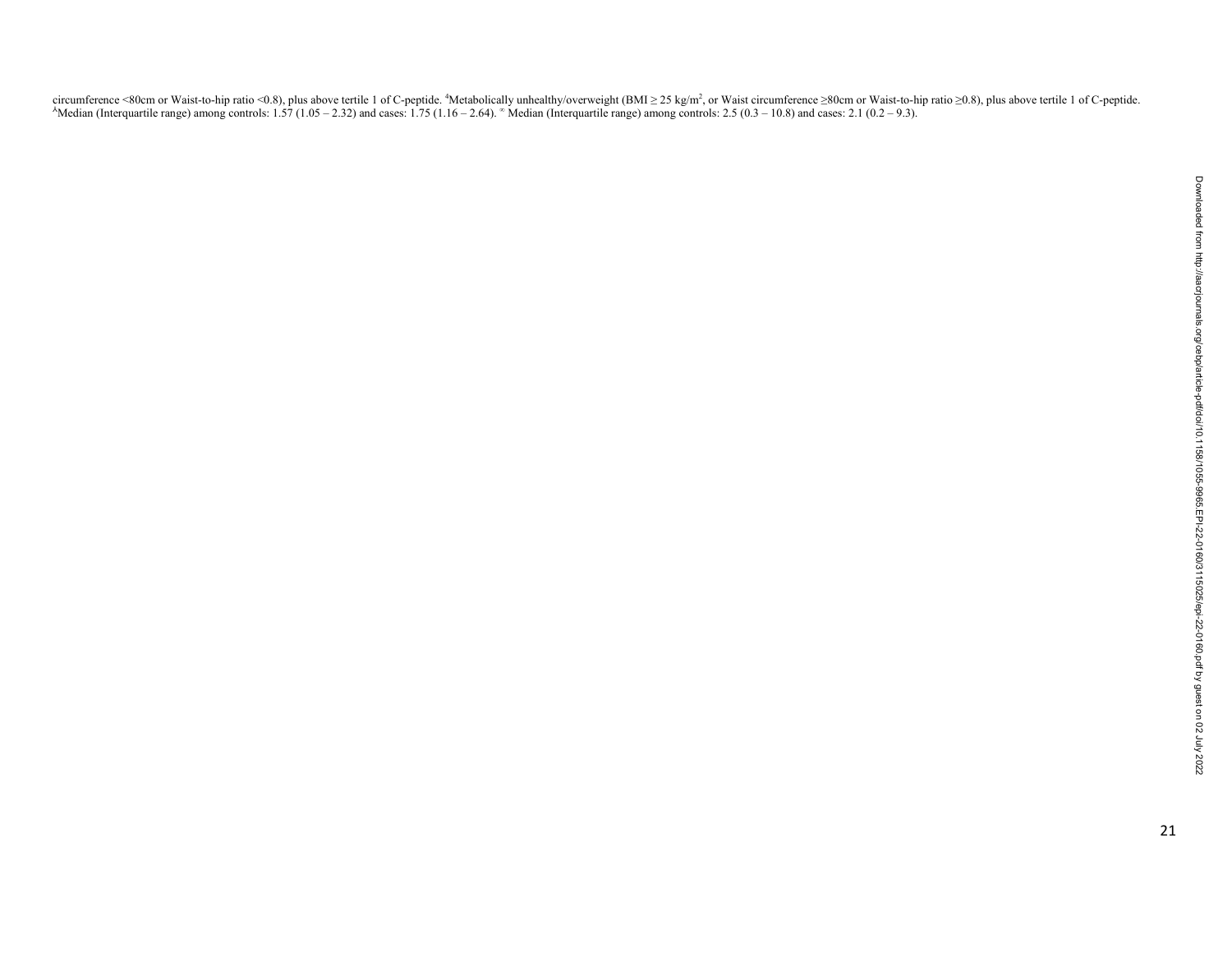circumference <80cm or Waist-to-hip ratio <0.8), plus above tertile 1 of C-peptide. [4]Metabolically unhealthy/overweight (BMI $\geq$ 25 kg/m$^2$, or Waist circumference $\geq$80cm or Waist-to-hip ratio $\geq$0.8), plus above tertile 1 of C-peptide.
[^]Median (Interquartile range) among controls: 1.57 (1.05 – 2.32) and cases: 1.75 (1.16 – 2.64). [≈] Median (Interquartile range) among controls: 2.5 (0.3 – 10.8) and cases: 2.1 (0.2 – 9.3).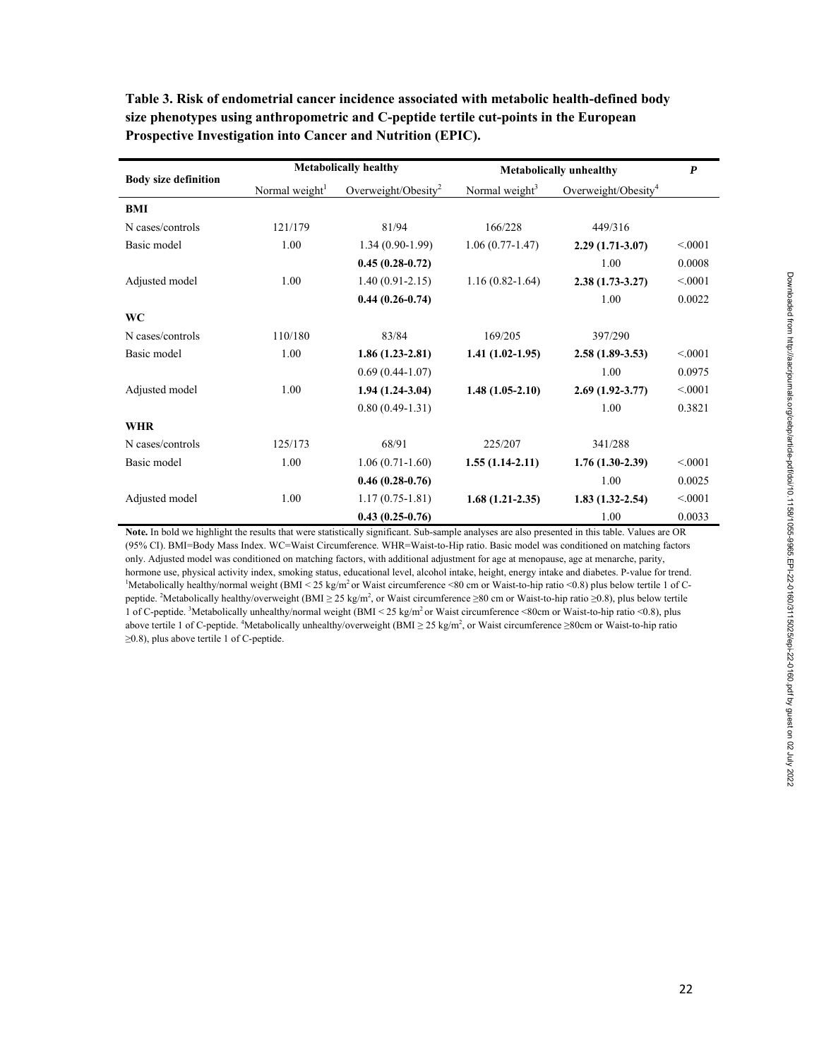**Table 3. Risk of endometrial cancer incidence associated with metabolic health-defined body size phenotypes using anthropometric and C-peptide tertile cut-points in the European Prospective Investigation into Cancer and Nutrition (EPIC).**

| Body size definition | Metabolically healthy | | Metabolically unhealthy | | *P* |
|---|---|---|---|---|---|
| | Normal weight[1] | Overweight/Obesity[2] | Normal weight[3] | Overweight/Obesity[4] | |
| **BMI** | | | | | |
| N cases/controls | 121/179 | 81/94 | 166/228 | 449/316 | |
| Basic model | 1.00 | 1.34 (0.90-1.99) | 1.06 (0.77-1.47) | **2.29 (1.71-3.07)** | <.0001 |
| | | **0.45 (0.28-0.72)** | | 1.00 | 0.0008 |
| Adjusted model | 1.00 | 1.40 (0.91-2.15) | 1.16 (0.82-1.64) | **2.38 (1.73-3.27)** | <.0001 |
| | | **0.44 (0.26-0.74)** | | 1.00 | 0.0022 |
| **WC** | | | | | |
| N cases/controls | 110/180 | 83/84 | 169/205 | 397/290 | |
| Basic model | 1.00 | **1.86 (1.23-2.81)** | **1.41 (1.02-1.95)** | **2.58 (1.89-3.53)** | <.0001 |
| | | 0.69 (0.44-1.07) | | 1.00 | 0.0975 |
| Adjusted model | 1.00 | **1.94 (1.24-3.04)** | **1.48 (1.05-2.10)** | **2.69 (1.92-3.77)** | <.0001 |
| | | 0.80 (0.49-1.31) | | 1.00 | 0.3821 |
| **WHR** | | | | | |
| N cases/controls | 125/173 | 68/91 | 225/207 | 341/288 | |
| Basic model | 1.00 | 1.06 (0.71-1.60) | **1.55 (1.14-2.11)** | **1.76 (1.30-2.39)** | <.0001 |
| | | **0.46 (0.28-0.76)** | | 1.00 | 0.0025 |
| Adjusted model | 1.00 | 1.17 (0.75-1.81) | **1.68 (1.21-2.35)** | **1.83 (1.32-2.54)** | <.0001 |
| | | **0.43 (0.25-0.76)** | | 1.00 | 0.0033 |

**Note.** In bold we highlight the results that were statistically significant. Sub-sample analyses are also presented in this table. Values are OR (95% CI). BMI=Body Mass Index. WC=Waist Circumference. WHR=Waist-to-Hip ratio. Basic model was conditioned on matching factors only. Adjusted model was conditioned on matching factors, with additional adjustment for age at menopause, age at menarche, parity, hormone use, physical activity index, smoking status, educational level, alcohol intake, height, energy intake and diabetes. P-value for trend. [1]Metabolically healthy/normal weight (BMI < 25 kg/m$^2$ or Waist circumference <80 cm or Waist-to-hip ratio <0.8) plus below tertile 1 of C-peptide. [2]Metabolically healthy/overweight (BMI ≥ 25 kg/m$^2$, or Waist circumference ≥80 cm or Waist-to-hip ratio ≥0.8), plus below tertile 1 of C-peptide. [3]Metabolically unhealthy/normal weight (BMI < 25 kg/m$^2$ or Waist circumference <80cm or Waist-to-hip ratio <0.8), plus above tertile 1 of C-peptide. [4]Metabolically unhealthy/overweight (BMI ≥ 25 kg/m$^2$, or Waist circumference ≥80cm or Waist-to-hip ratio ≥0.8), plus above tertile 1 of C-peptide.